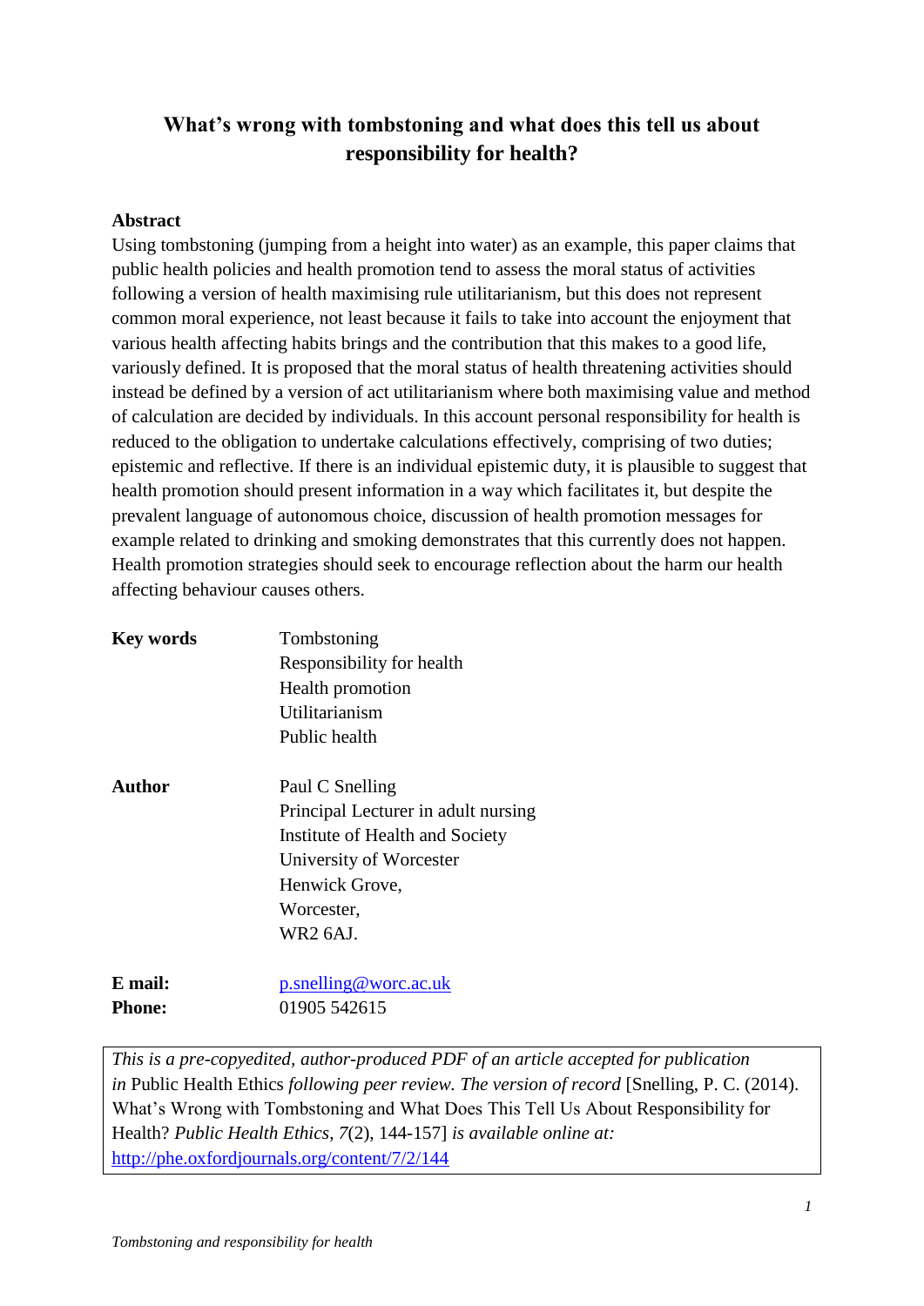# What's wrong with tombstoning and what does this tell us about responsibility for health?

## Abstract

Using tombstoning (jumping from a height into water) as an example, this paper claims that public health policies and health promotion tend to assess the moral status of activities following a version of health maximising rule utilitarianism, but this does not represent common moral experience, not least because it fails to take into account the enjoyment that various health affecting habits brings and the contribution that this makes to a good life, variously defined. It is proposed that the moral status of health threatening activities should instead be defined by a version of act utilitarianism where both maximising value and method of calculation are decided by individuals. In this account personal responsibility for health is reduced to the obligation to undertake calculations effectively, comprising of two duties; epistemic and reflective. If there is an individual epistemic duty, it is plausible to suggest that health promotion should present information in a way which facilitates it, but despite the prevalent language of autonomous choice, discussion of health promotion messages for example related to drinking and smoking demonstrates that this currently does not happen. Health promotion strategies should seek to encourage reflection about the harm our health affecting behaviour causes others.

| | |
|---|---|
| **Key words** | Tombstoning<br>Responsibility for health<br>Health promotion<br>Utilitarianism<br>Public health |
| **Author** | Paul C Snelling<br>Principal Lecturer in adult nursing<br>Institute of Health and Society<br>University of Worcester<br>Henwick Grove,<br>Worcester,<br>WR2 6AJ. |
| **E mail:** | p.snelling@worc.ac.uk |
| **Phone:** | 01905 542615 |

*This is a pre-copyedited, author-produced PDF of an article accepted for publication in* Public Health Ethics *following peer review. The version of record* [Snelling, P. C. (2014). What's Wrong with Tombstoning and What Does This Tell Us About Responsibility for Health? *Public Health Ethics*, *7*(2), 144-157] *is available online at:* http://phe.oxfordjournals.org/content/7/2/144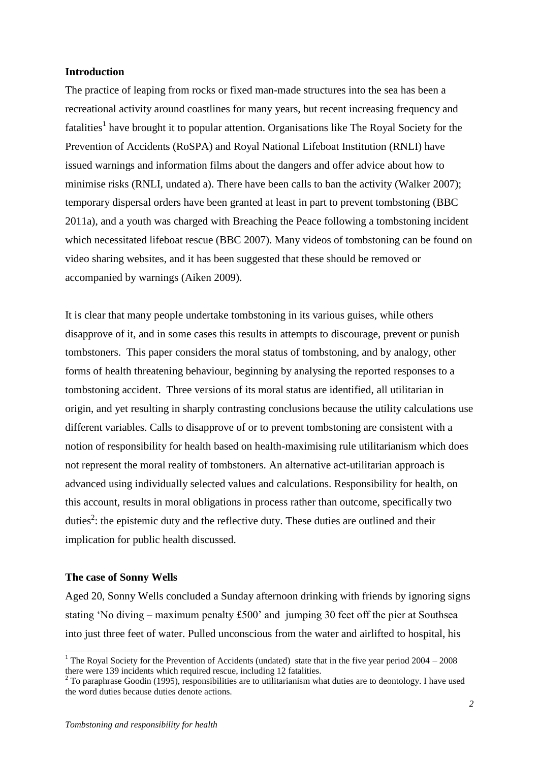**Introduction**

The practice of leaping from rocks or fixed man-made structures into the sea has been a recreational activity around coastlines for many years, but recent increasing frequency and fatalities[1] have brought it to popular attention. Organisations like The Royal Society for the Prevention of Accidents (RoSPA) and Royal National Lifeboat Institution (RNLI) have issued warnings and information films about the dangers and offer advice about how to minimise risks (RNLI, undated a). There have been calls to ban the activity (Walker 2007); temporary dispersal orders have been granted at least in part to prevent tombstoning (BBC 2011a), and a youth was charged with Breaching the Peace following a tombstoning incident which necessitated lifeboat rescue (BBC 2007). Many videos of tombstoning can be found on video sharing websites, and it has been suggested that these should be removed or accompanied by warnings (Aiken 2009).

It is clear that many people undertake tombstoning in its various guises, while others disapprove of it, and in some cases this results in attempts to discourage, prevent or punish tombstoners. This paper considers the moral status of tombstoning, and by analogy, other forms of health threatening behaviour, beginning by analysing the reported responses to a tombstoning accident. Three versions of its moral status are identified, all utilitarian in origin, and yet resulting in sharply contrasting conclusions because the utility calculations use different variables. Calls to disapprove of or to prevent tombstoning are consistent with a notion of responsibility for health based on health-maximising rule utilitarianism which does not represent the moral reality of tombstoners. An alternative act-utilitarian approach is advanced using individually selected values and calculations. Responsibility for health, on this account, results in moral obligations in process rather than outcome, specifically two duties[2]: the epistemic duty and the reflective duty. These duties are outlined and their implication for public health discussed.

**The case of Sonny Wells**

Aged 20, Sonny Wells concluded a Sunday afternoon drinking with friends by ignoring signs stating 'No diving – maximum penalty £500' and jumping 30 feet off the pier at Southsea into just three feet of water. Pulled unconscious from the water and airlifted to hospital, his

[1] The Royal Society for the Prevention of Accidents (undated) state that in the five year period 2004 – 2008 there were 139 incidents which required rescue, including 12 fatalities.

[2] To paraphrase Goodin (1995), responsibilities are to utilitarianism what duties are to deontology. I have used the word duties because duties denote actions.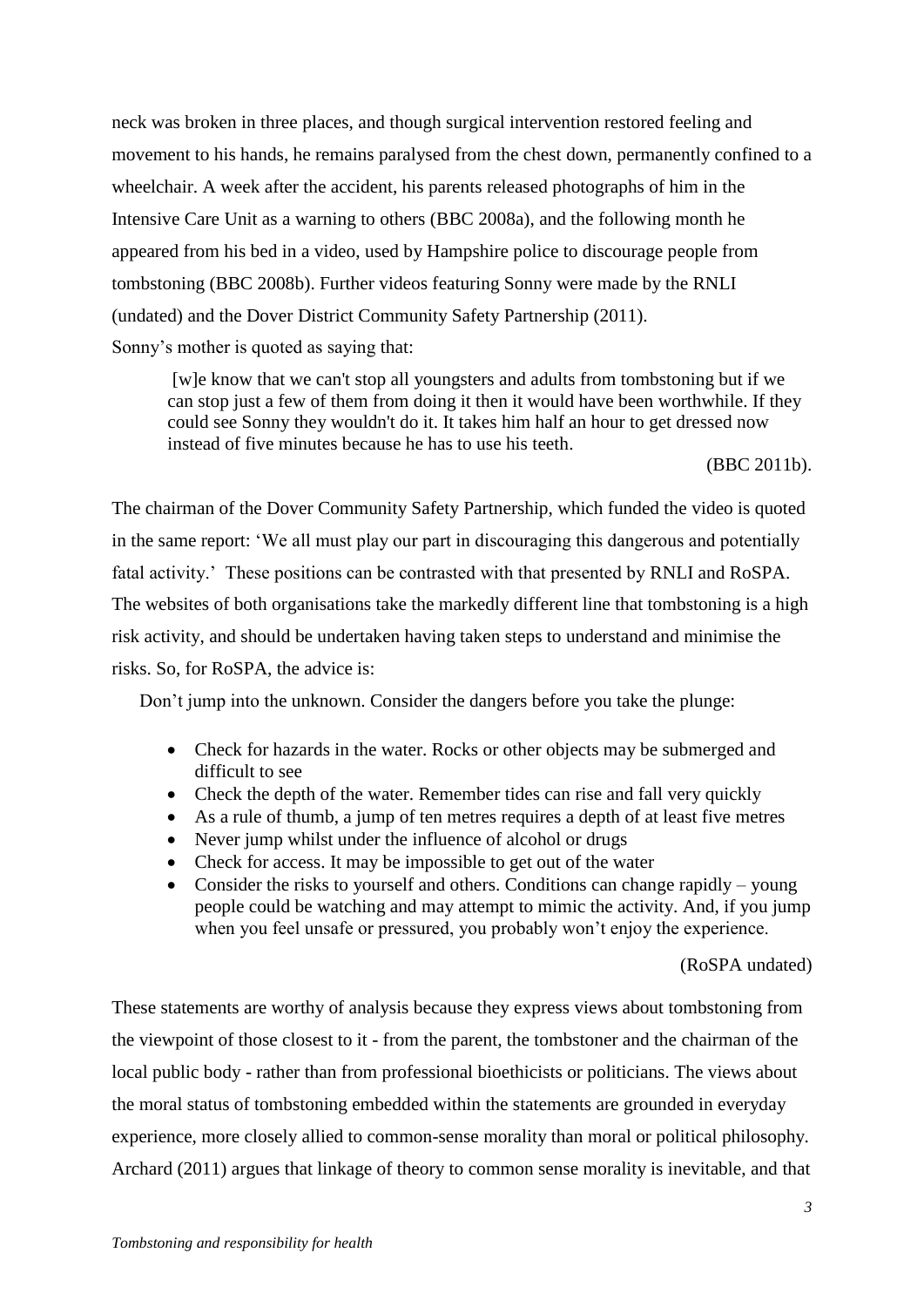neck was broken in three places, and though surgical intervention restored feeling and movement to his hands, he remains paralysed from the chest down, permanently confined to a wheelchair. A week after the accident, his parents released photographs of him in the Intensive Care Unit as a warning to others (BBC 2008a), and the following month he appeared from his bed in a video, used by Hampshire police to discourage people from tombstoning (BBC 2008b). Further videos featuring Sonny were made by the RNLI (undated) and the Dover District Community Safety Partnership (2011).

Sonny's mother is quoted as saying that:

> [w]e know that we can't stop all youngsters and adults from tombstoning but if we can stop just a few of them from doing it then it would have been worthwhile. If they could see Sonny they wouldn't do it. It takes him half an hour to get dressed now instead of five minutes because he has to use his teeth.
>
> (BBC 2011b).

The chairman of the Dover Community Safety Partnership, which funded the video is quoted in the same report: 'We all must play our part in discouraging this dangerous and potentially fatal activity.' These positions can be contrasted with that presented by RNLI and RoSPA. The websites of both organisations take the markedly different line that tombstoning is a high risk activity, and should be undertaken having taken steps to understand and minimise the risks. So, for RoSPA, the advice is:

> Don't jump into the unknown. Consider the dangers before you take the plunge:
>
> - Check for hazards in the water. Rocks or other objects may be submerged and difficult to see
> - Check the depth of the water. Remember tides can rise and fall very quickly
> - As a rule of thumb, a jump of ten metres requires a depth of at least five metres
> - Never jump whilst under the influence of alcohol or drugs
> - Check for access. It may be impossible to get out of the water
> - Consider the risks to yourself and others. Conditions can change rapidly – young people could be watching and may attempt to mimic the activity. And, if you jump when you feel unsafe or pressured, you probably won't enjoy the experience.
>
> (RoSPA undated)

These statements are worthy of analysis because they express views about tombstoning from the viewpoint of those closest to it - from the parent, the tombstoner and the chairman of the local public body - rather than from professional bioethicists or politicians. The views about the moral status of tombstoning embedded within the statements are grounded in everyday experience, more closely allied to common-sense morality than moral or political philosophy. Archard (2011) argues that linkage of theory to common sense morality is inevitable, and that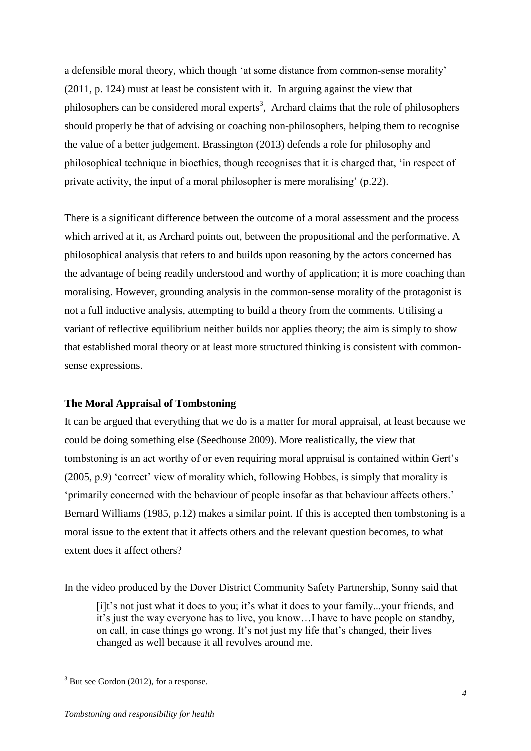a defensible moral theory, which though 'at some distance from common-sense morality' (2011, p. 124) must at least be consistent with it. In arguing against the view that philosophers can be considered moral experts[3], Archard claims that the role of philosophers should properly be that of advising or coaching non-philosophers, helping them to recognise the value of a better judgement. Brassington (2013) defends a role for philosophy and philosophical technique in bioethics, though recognises that it is charged that, 'in respect of private activity, the input of a moral philosopher is mere moralising' (p.22).

There is a significant difference between the outcome of a moral assessment and the process which arrived at it, as Archard points out, between the propositional and the performative. A philosophical analysis that refers to and builds upon reasoning by the actors concerned has the advantage of being readily understood and worthy of application; it is more coaching than moralising. However, grounding analysis in the common-sense morality of the protagonist is not a full inductive analysis, attempting to build a theory from the comments. Utilising a variant of reflective equilibrium neither builds nor applies theory; the aim is simply to show that established moral theory or at least more structured thinking is consistent with common-sense expressions.

**The Moral Appraisal of Tombstoning**

It can be argued that everything that we do is a matter for moral appraisal, at least because we could be doing something else (Seedhouse 2009). More realistically, the view that tombstoning is an act worthy of or even requiring moral appraisal is contained within Gert's (2005, p.9) 'correct' view of morality which, following Hobbes, is simply that morality is 'primarily concerned with the behaviour of people insofar as that behaviour affects others.' Bernard Williams (1985, p.12) makes a similar point. If this is accepted then tombstoning is a moral issue to the extent that it affects others and the relevant question becomes, to what extent does it affect others?

In the video produced by the Dover District Community Safety Partnership, Sonny said that

> [i]t's not just what it does to you; it's what it does to your family...your friends, and it's just the way everyone has to live, you know…I have to have people on standby, on call, in case things go wrong. It's not just my life that's changed, their lives changed as well because it all revolves around me.

[3] But see Gordon (2012), for a response.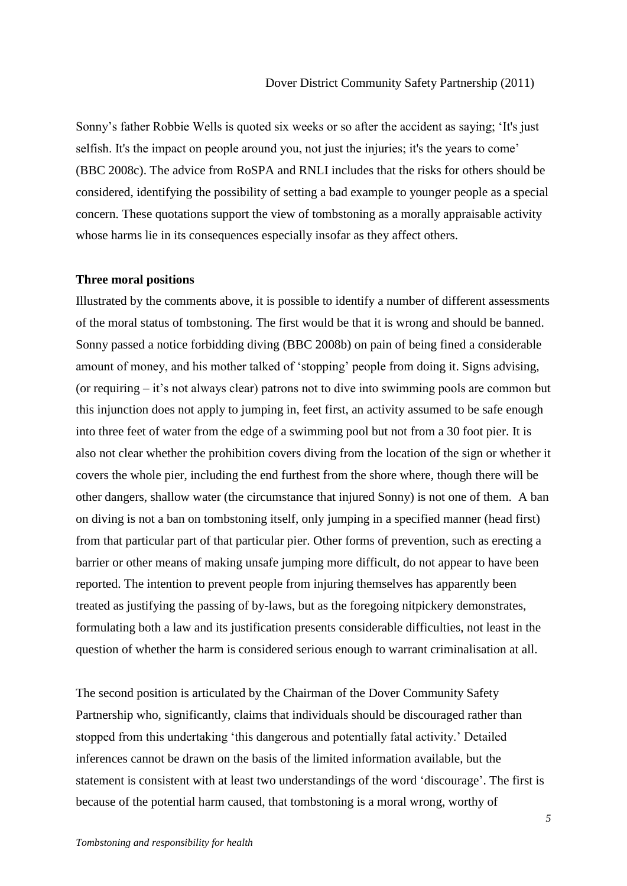Dover District Community Safety Partnership (2011)

Sonny's father Robbie Wells is quoted six weeks or so after the accident as saying; 'It's just selfish. It's the impact on people around you, not just the injuries; it's the years to come' (BBC 2008c). The advice from RoSPA and RNLI includes that the risks for others should be considered, identifying the possibility of setting a bad example to younger people as a special concern. These quotations support the view of tombstoning as a morally appraisable activity whose harms lie in its consequences especially insofar as they affect others.

**Three moral positions**

Illustrated by the comments above, it is possible to identify a number of different assessments of the moral status of tombstoning. The first would be that it is wrong and should be banned. Sonny passed a notice forbidding diving (BBC 2008b) on pain of being fined a considerable amount of money, and his mother talked of 'stopping' people from doing it. Signs advising, (or requiring – it's not always clear) patrons not to dive into swimming pools are common but this injunction does not apply to jumping in, feet first, an activity assumed to be safe enough into three feet of water from the edge of a swimming pool but not from a 30 foot pier. It is also not clear whether the prohibition covers diving from the location of the sign or whether it covers the whole pier, including the end furthest from the shore where, though there will be other dangers, shallow water (the circumstance that injured Sonny) is not one of them. A ban on diving is not a ban on tombstoning itself, only jumping in a specified manner (head first) from that particular part of that particular pier. Other forms of prevention, such as erecting a barrier or other means of making unsafe jumping more difficult, do not appear to have been reported. The intention to prevent people from injuring themselves has apparently been treated as justifying the passing of by-laws, but as the foregoing nitpickery demonstrates, formulating both a law and its justification presents considerable difficulties, not least in the question of whether the harm is considered serious enough to warrant criminalisation at all.

The second position is articulated by the Chairman of the Dover Community Safety Partnership who, significantly, claims that individuals should be discouraged rather than stopped from this undertaking 'this dangerous and potentially fatal activity.' Detailed inferences cannot be drawn on the basis of the limited information available, but the statement is consistent with at least two understandings of the word 'discourage'. The first is because of the potential harm caused, that tombstoning is a moral wrong, worthy of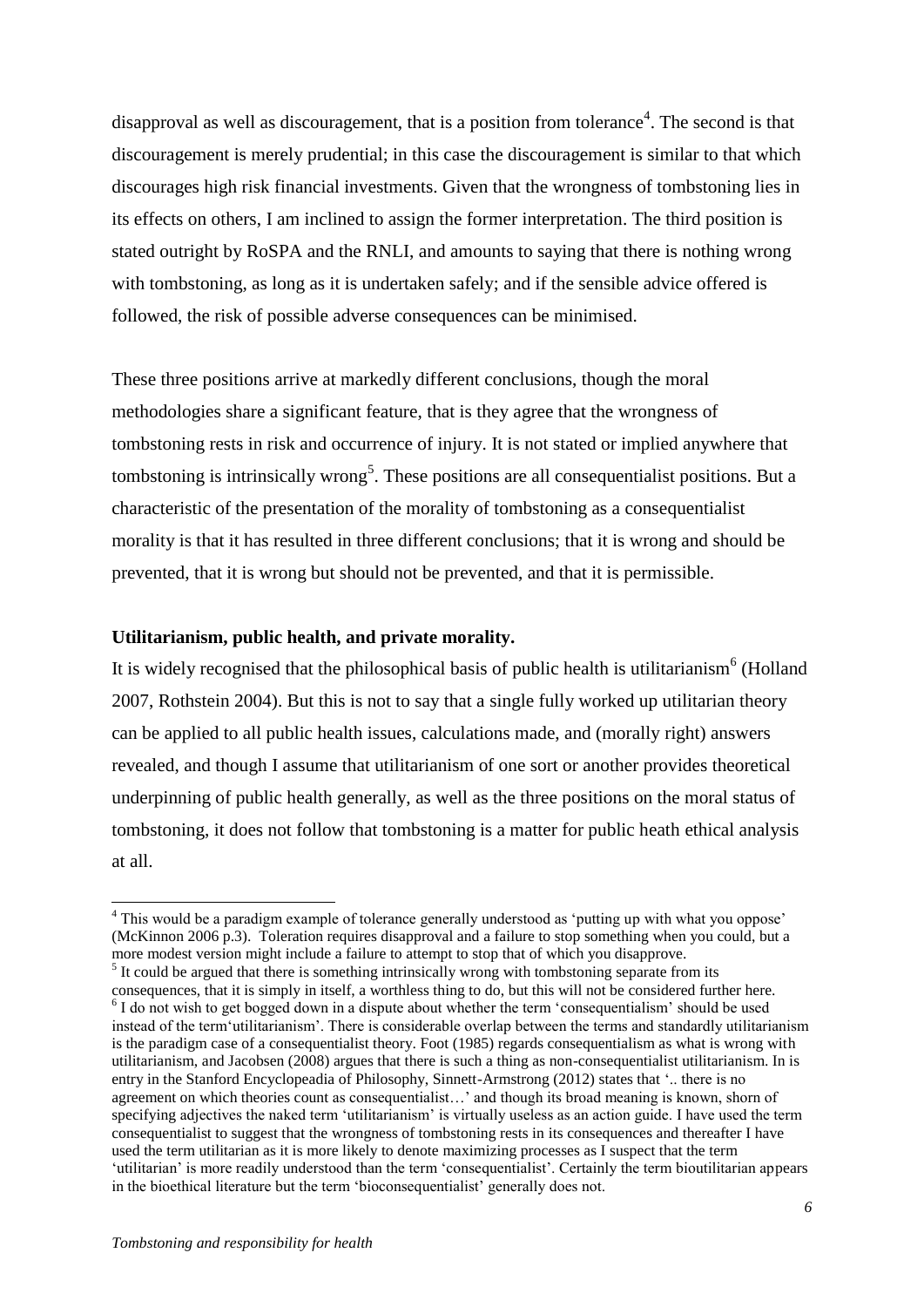disapproval as well as discouragement, that is a position from tolerance[4]. The second is that discouragement is merely prudential; in this case the discouragement is similar to that which discourages high risk financial investments. Given that the wrongness of tombstoning lies in its effects on others, I am inclined to assign the former interpretation. The third position is stated outright by RoSPA and the RNLI, and amounts to saying that there is nothing wrong with tombstoning, as long as it is undertaken safely; and if the sensible advice offered is followed, the risk of possible adverse consequences can be minimised.

These three positions arrive at markedly different conclusions, though the moral methodologies share a significant feature, that is they agree that the wrongness of tombstoning rests in risk and occurrence of injury. It is not stated or implied anywhere that tombstoning is intrinsically wrong[5]. These positions are all consequentialist positions. But a characteristic of the presentation of the morality of tombstoning as a consequentialist morality is that it has resulted in three different conclusions; that it is wrong and should be prevented, that it is wrong but should not be prevented, and that it is permissible.

**Utilitarianism, public health, and private morality.**

It is widely recognised that the philosophical basis of public health is utilitarianism[6] (Holland 2007, Rothstein 2004). But this is not to say that a single fully worked up utilitarian theory can be applied to all public health issues, calculations made, and (morally right) answers revealed, and though I assume that utilitarianism of one sort or another provides theoretical underpinning of public health generally, as well as the three positions on the moral status of tombstoning, it does not follow that tombstoning is a matter for public heath ethical analysis at all.

---

[4] This would be a paradigm example of tolerance generally understood as 'putting up with what you oppose' (McKinnon 2006 p.3). Toleration requires disapproval and a failure to stop something when you could, but a more modest version might include a failure to attempt to stop that of which you disapprove.

[5] It could be argued that there is something intrinsically wrong with tombstoning separate from its consequences, that it is simply in itself, a worthless thing to do, but this will not be considered further here.

[6] I do not wish to get bogged down in a dispute about whether the term 'consequentialism' should be used instead of the term'utilitarianism'. There is considerable overlap between the terms and standardly utilitarianism is the paradigm case of a consequentialist theory. Foot (1985) regards consequentialism as what is wrong with utilitarianism, and Jacobsen (2008) argues that there is such a thing as non-consequentialist utilitarianism. In is entry in the Stanford Encyclopeadia of Philosophy, Sinnett-Armstrong (2012) states that '.. there is no agreement on which theories count as consequentialist…' and though its broad meaning is known, shorn of specifying adjectives the naked term 'utilitarianism' is virtually useless as an action guide. I have used the term consequentialist to suggest that the wrongness of tombstoning rests in its consequences and thereafter I have used the term utilitarian as it is more likely to denote maximizing processes as I suspect that the term 'utilitarian' is more readily understood than the term 'consequentialist'. Certainly the term bioutilitarian appears in the bioethical literature but the term 'bioconsequentialist' generally does not.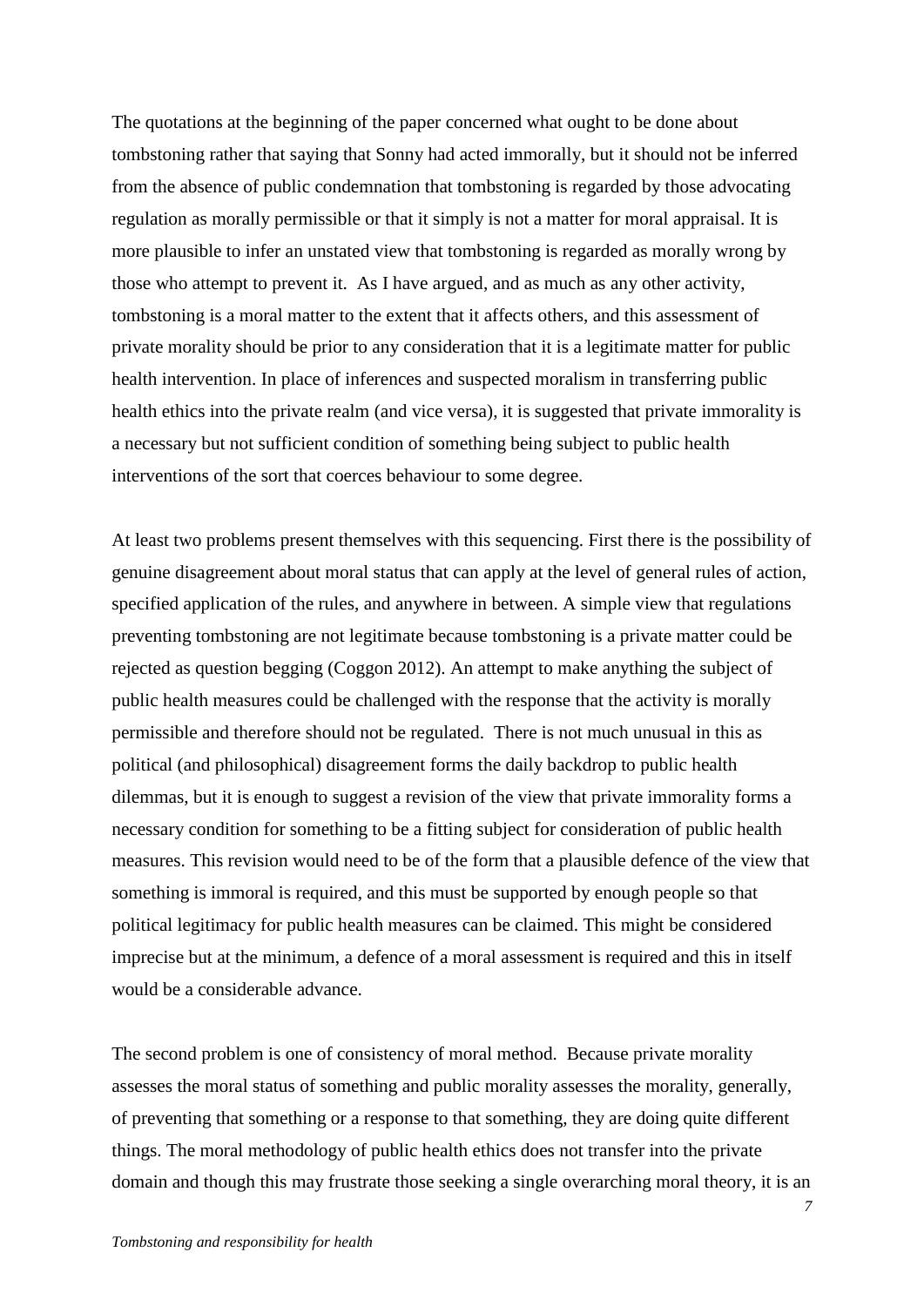The quotations at the beginning of the paper concerned what ought to be done about tombstoning rather that saying that Sonny had acted immorally, but it should not be inferred from the absence of public condemnation that tombstoning is regarded by those advocating regulation as morally permissible or that it simply is not a matter for moral appraisal. It is more plausible to infer an unstated view that tombstoning is regarded as morally wrong by those who attempt to prevent it. As I have argued, and as much as any other activity, tombstoning is a moral matter to the extent that it affects others, and this assessment of private morality should be prior to any consideration that it is a legitimate matter for public health intervention. In place of inferences and suspected moralism in transferring public health ethics into the private realm (and vice versa), it is suggested that private immorality is a necessary but not sufficient condition of something being subject to public health interventions of the sort that coerces behaviour to some degree.

At least two problems present themselves with this sequencing. First there is the possibility of genuine disagreement about moral status that can apply at the level of general rules of action, specified application of the rules, and anywhere in between. A simple view that regulations preventing tombstoning are not legitimate because tombstoning is a private matter could be rejected as question begging (Coggon 2012). An attempt to make anything the subject of public health measures could be challenged with the response that the activity is morally permissible and therefore should not be regulated. There is not much unusual in this as political (and philosophical) disagreement forms the daily backdrop to public health dilemmas, but it is enough to suggest a revision of the view that private immorality forms a necessary condition for something to be a fitting subject for consideration of public health measures. This revision would need to be of the form that a plausible defence of the view that something is immoral is required, and this must be supported by enough people so that political legitimacy for public health measures can be claimed. This might be considered imprecise but at the minimum, a defence of a moral assessment is required and this in itself would be a considerable advance.

The second problem is one of consistency of moral method. Because private morality assesses the moral status of something and public morality assesses the morality, generally, of preventing that something or a response to that something, they are doing quite different things. The moral methodology of public health ethics does not transfer into the private domain and though this may frustrate those seeking a single overarching moral theory, it is an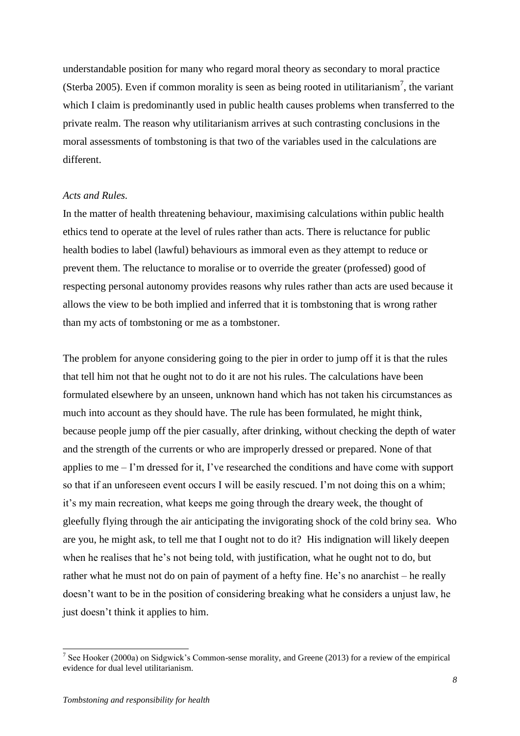understandable position for many who regard moral theory as secondary to moral practice (Sterba 2005). Even if common morality is seen as being rooted in utilitarianism[7], the variant which I claim is predominantly used in public health causes problems when transferred to the private realm. The reason why utilitarianism arrives at such contrasting conclusions in the moral assessments of tombstoning is that two of the variables used in the calculations are different.

*Acts and Rules.*

In the matter of health threatening behaviour, maximising calculations within public health ethics tend to operate at the level of rules rather than acts. There is reluctance for public health bodies to label (lawful) behaviours as immoral even as they attempt to reduce or prevent them. The reluctance to moralise or to override the greater (professed) good of respecting personal autonomy provides reasons why rules rather than acts are used because it allows the view to be both implied and inferred that it is tombstoning that is wrong rather than my acts of tombstoning or me as a tombstoner.

The problem for anyone considering going to the pier in order to jump off it is that the rules that tell him not that he ought not to do it are not his rules. The calculations have been formulated elsewhere by an unseen, unknown hand which has not taken his circumstances as much into account as they should have. The rule has been formulated, he might think, because people jump off the pier casually, after drinking, without checking the depth of water and the strength of the currents or who are improperly dressed or prepared. None of that applies to me – I'm dressed for it, I've researched the conditions and have come with support so that if an unforeseen event occurs I will be easily rescued. I'm not doing this on a whim; it's my main recreation, what keeps me going through the dreary week, the thought of gleefully flying through the air anticipating the invigorating shock of the cold briny sea. Who are you, he might ask, to tell me that I ought not to do it? His indignation will likely deepen when he realises that he's not being told, with justification, what he ought not to do, but rather what he must not do on pain of payment of a hefty fine. He's no anarchist – he really doesn't want to be in the position of considering breaking what he considers a unjust law, he just doesn't think it applies to him.

[7] See Hooker (2000a) on Sidgwick's Common-sense morality, and Greene (2013) for a review of the empirical evidence for dual level utilitarianism.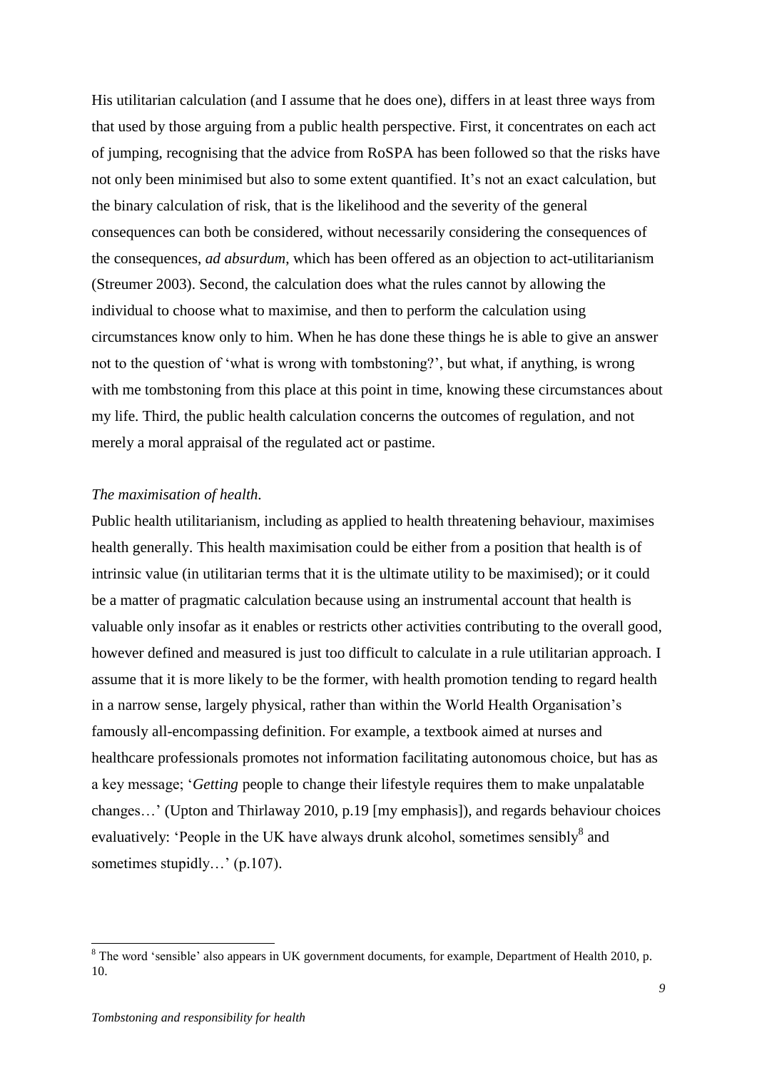His utilitarian calculation (and I assume that he does one), differs in at least three ways from that used by those arguing from a public health perspective. First, it concentrates on each act of jumping, recognising that the advice from RoSPA has been followed so that the risks have not only been minimised but also to some extent quantified. It's not an exact calculation, but the binary calculation of risk, that is the likelihood and the severity of the general consequences can both be considered, without necessarily considering the consequences of the consequences, *ad absurdum*, which has been offered as an objection to act-utilitarianism (Streumer 2003). Second, the calculation does what the rules cannot by allowing the individual to choose what to maximise, and then to perform the calculation using circumstances know only to him. When he has done these things he is able to give an answer not to the question of 'what is wrong with tombstoning?', but what, if anything, is wrong with me tombstoning from this place at this point in time, knowing these circumstances about my life. Third, the public health calculation concerns the outcomes of regulation, and not merely a moral appraisal of the regulated act or pastime.

*The maximisation of health.*

Public health utilitarianism, including as applied to health threatening behaviour, maximises health generally. This health maximisation could be either from a position that health is of intrinsic value (in utilitarian terms that it is the ultimate utility to be maximised); or it could be a matter of pragmatic calculation because using an instrumental account that health is valuable only insofar as it enables or restricts other activities contributing to the overall good, however defined and measured is just too difficult to calculate in a rule utilitarian approach. I assume that it is more likely to be the former, with health promotion tending to regard health in a narrow sense, largely physical, rather than within the World Health Organisation's famously all-encompassing definition. For example, a textbook aimed at nurses and healthcare professionals promotes not information facilitating autonomous choice, but has as a key message; '*Getting* people to change their lifestyle requires them to make unpalatable changes…' (Upton and Thirlaway 2010, p.19 [my emphasis]), and regards behaviour choices evaluatively: 'People in the UK have always drunk alcohol, sometimes sensibly[8] and sometimes stupidly…' (p.107).

[8] The word 'sensible' also appears in UK government documents, for example, Department of Health 2010, p. 10.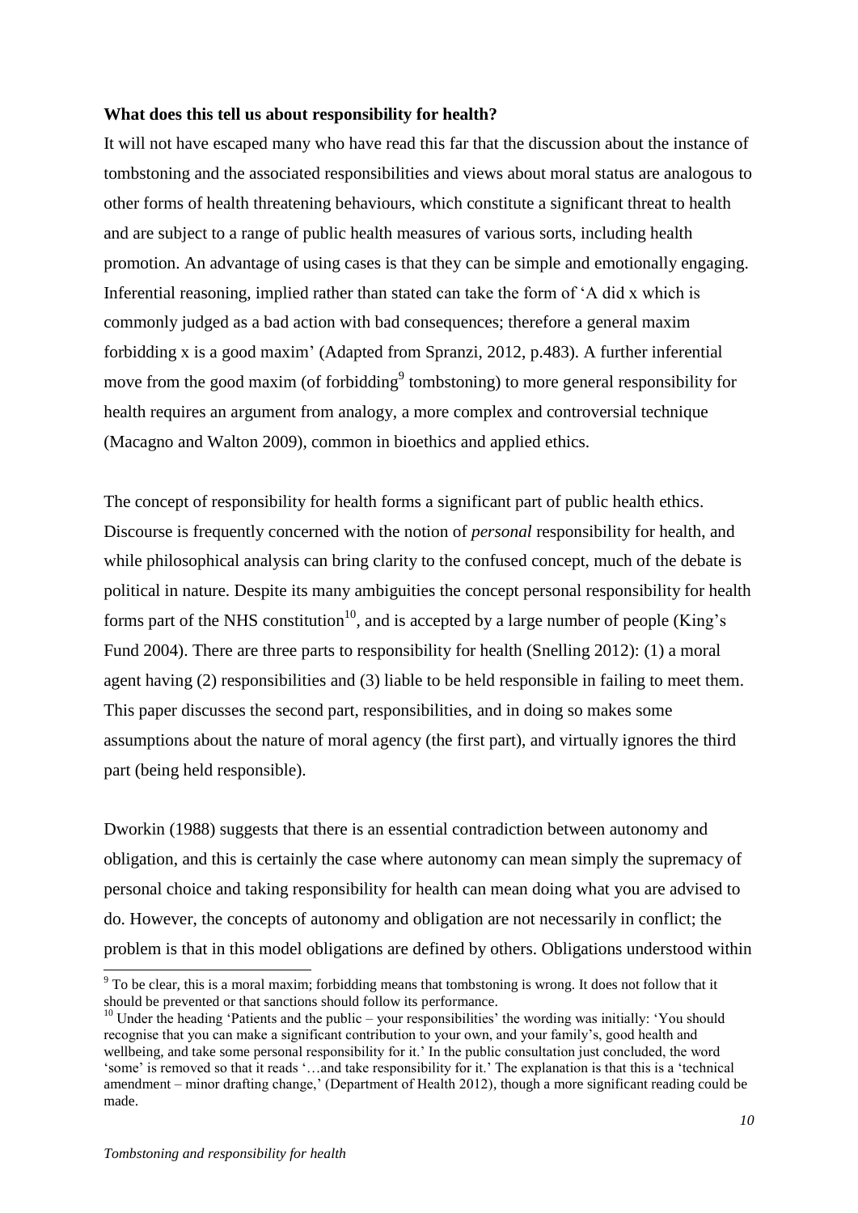**What does this tell us about responsibility for health?**

It will not have escaped many who have read this far that the discussion about the instance of tombstoning and the associated responsibilities and views about moral status are analogous to other forms of health threatening behaviours, which constitute a significant threat to health and are subject to a range of public health measures of various sorts, including health promotion. An advantage of using cases is that they can be simple and emotionally engaging. Inferential reasoning, implied rather than stated can take the form of 'A did x which is commonly judged as a bad action with bad consequences; therefore a general maxim forbidding x is a good maxim' (Adapted from Spranzi, 2012, p.483). A further inferential move from the good maxim (of forbidding[9] tombstoning) to more general responsibility for health requires an argument from analogy, a more complex and controversial technique (Macagno and Walton 2009), common in bioethics and applied ethics.

The concept of responsibility for health forms a significant part of public health ethics. Discourse is frequently concerned with the notion of *personal* responsibility for health, and while philosophical analysis can bring clarity to the confused concept, much of the debate is political in nature. Despite its many ambiguities the concept personal responsibility for health forms part of the NHS constitution[10], and is accepted by a large number of people (King's Fund 2004). There are three parts to responsibility for health (Snelling 2012): (1) a moral agent having (2) responsibilities and (3) liable to be held responsible in failing to meet them. This paper discusses the second part, responsibilities, and in doing so makes some assumptions about the nature of moral agency (the first part), and virtually ignores the third part (being held responsible).

Dworkin (1988) suggests that there is an essential contradiction between autonomy and obligation, and this is certainly the case where autonomy can mean simply the supremacy of personal choice and taking responsibility for health can mean doing what you are advised to do. However, the concepts of autonomy and obligation are not necessarily in conflict; the problem is that in this model obligations are defined by others. Obligations understood within

[9] To be clear, this is a moral maxim; forbidding means that tombstoning is wrong. It does not follow that it should be prevented or that sanctions should follow its performance.

[10] Under the heading 'Patients and the public – your responsibilities' the wording was initially: 'You should recognise that you can make a significant contribution to your own, and your family's, good health and wellbeing, and take some personal responsibility for it.' In the public consultation just concluded, the word 'some' is removed so that it reads '…and take responsibility for it.' The explanation is that this is a 'technical amendment – minor drafting change,' (Department of Health 2012), though a more significant reading could be made.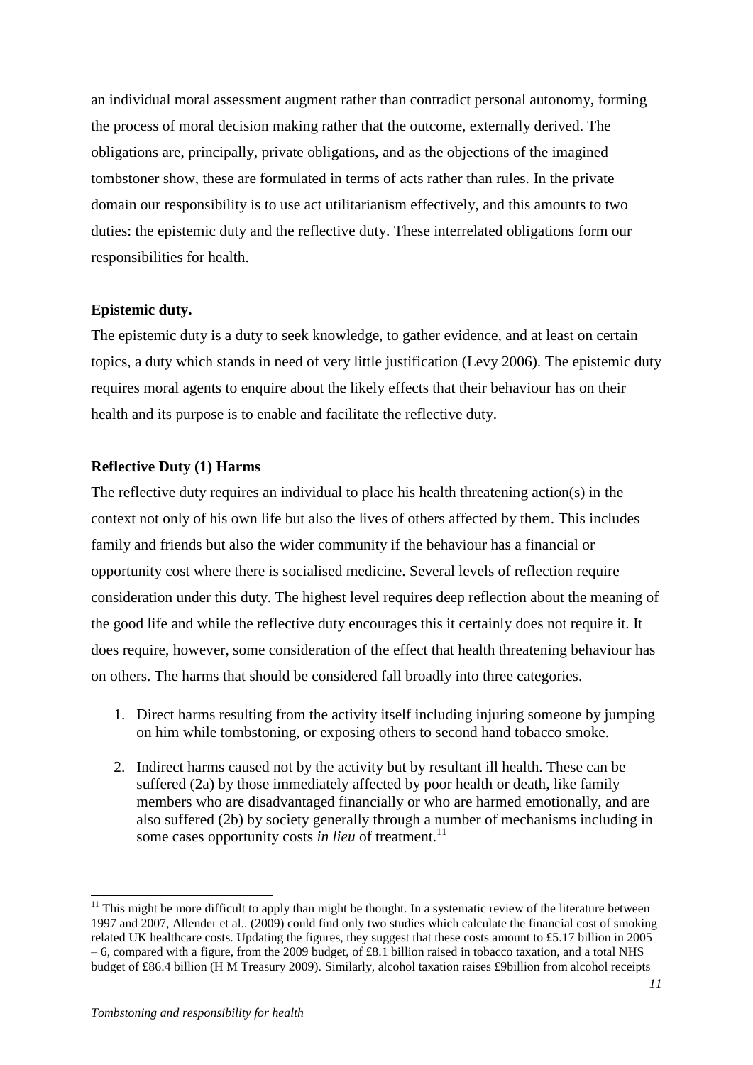an individual moral assessment augment rather than contradict personal autonomy, forming the process of moral decision making rather that the outcome, externally derived. The obligations are, principally, private obligations, and as the objections of the imagined tombstoner show, these are formulated in terms of acts rather than rules. In the private domain our responsibility is to use act utilitarianism effectively, and this amounts to two duties: the epistemic duty and the reflective duty. These interrelated obligations form our responsibilities for health.

**Epistemic duty.**

The epistemic duty is a duty to seek knowledge, to gather evidence, and at least on certain topics, a duty which stands in need of very little justification (Levy 2006). The epistemic duty requires moral agents to enquire about the likely effects that their behaviour has on their health and its purpose is to enable and facilitate the reflective duty.

**Reflective Duty (1) Harms**

The reflective duty requires an individual to place his health threatening action(s) in the context not only of his own life but also the lives of others affected by them. This includes family and friends but also the wider community if the behaviour has a financial or opportunity cost where there is socialised medicine. Several levels of reflection require consideration under this duty. The highest level requires deep reflection about the meaning of the good life and while the reflective duty encourages this it certainly does not require it. It does require, however, some consideration of the effect that health threatening behaviour has on others. The harms that should be considered fall broadly into three categories.

1. Direct harms resulting from the activity itself including injuring someone by jumping on him while tombstoning, or exposing others to second hand tobacco smoke.
2. Indirect harms caused not by the activity but by resultant ill health. These can be suffered (2a) by those immediately affected by poor health or death, like family members who are disadvantaged financially or who are harmed emotionally, and are also suffered (2b) by society generally through a number of mechanisms including in some cases opportunity costs *in lieu* of treatment.[11]

[11] This might be more difficult to apply than might be thought. In a systematic review of the literature between 1997 and 2007, Allender et al.. (2009) could find only two studies which calculate the financial cost of smoking related UK healthcare costs. Updating the figures, they suggest that these costs amount to £5.17 billion in 2005 – 6, compared with a figure, from the 2009 budget, of £8.1 billion raised in tobacco taxation, and a total NHS budget of £86.4 billion (H M Treasury 2009). Similarly, alcohol taxation raises £9billion from alcohol receipts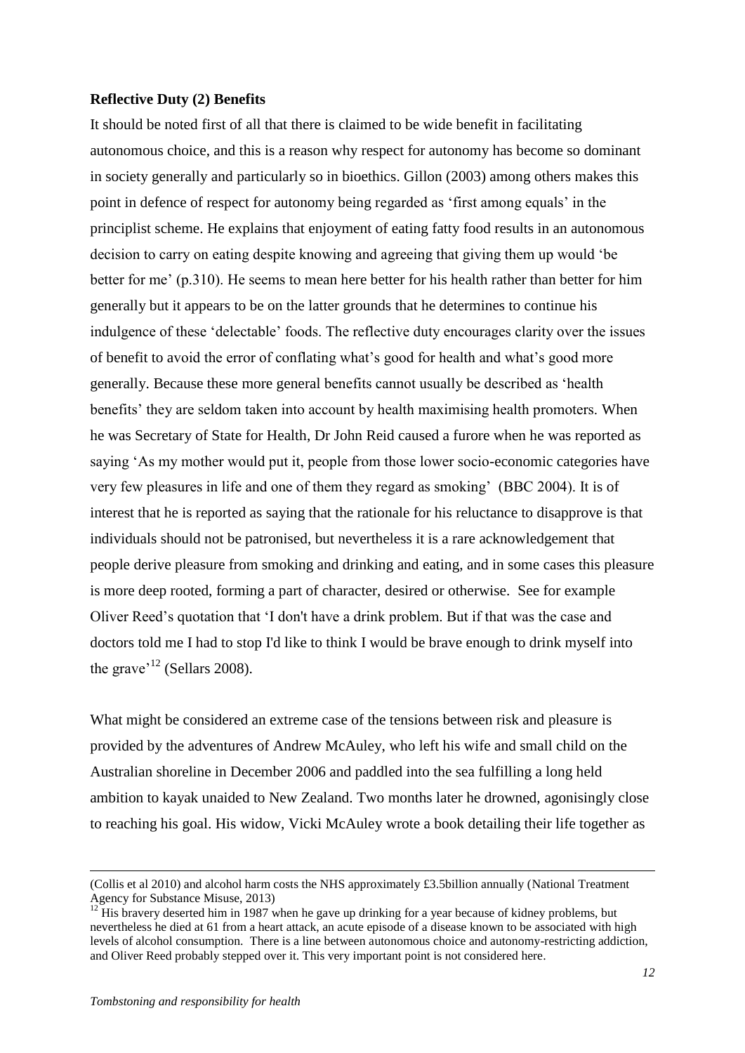**Reflective Duty (2) Benefits**

It should be noted first of all that there is claimed to be wide benefit in facilitating autonomous choice, and this is a reason why respect for autonomy has become so dominant in society generally and particularly so in bioethics. Gillon (2003) among others makes this point in defence of respect for autonomy being regarded as 'first among equals' in the principlist scheme. He explains that enjoyment of eating fatty food results in an autonomous decision to carry on eating despite knowing and agreeing that giving them up would 'be better for me' (p.310). He seems to mean here better for his health rather than better for him generally but it appears to be on the latter grounds that he determines to continue his indulgence of these 'delectable' foods. The reflective duty encourages clarity over the issues of benefit to avoid the error of conflating what's good for health and what's good more generally. Because these more general benefits cannot usually be described as 'health benefits' they are seldom taken into account by health maximising health promoters. When he was Secretary of State for Health, Dr John Reid caused a furore when he was reported as saying 'As my mother would put it, people from those lower socio-economic categories have very few pleasures in life and one of them they regard as smoking' (BBC 2004). It is of interest that he is reported as saying that the rationale for his reluctance to disapprove is that individuals should not be patronised, but nevertheless it is a rare acknowledgement that people derive pleasure from smoking and drinking and eating, and in some cases this pleasure is more deep rooted, forming a part of character, desired or otherwise. See for example Oliver Reed's quotation that 'I don't have a drink problem. But if that was the case and doctors told me I had to stop I'd like to think I would be brave enough to drink myself into the grave'[12] (Sellars 2008).

What might be considered an extreme case of the tensions between risk and pleasure is provided by the adventures of Andrew McAuley, who left his wife and small child on the Australian shoreline in December 2006 and paddled into the sea fulfilling a long held ambition to kayak unaided to New Zealand. Two months later he drowned, agonisingly close to reaching his goal. His widow, Vicki McAuley wrote a book detailing their life together as

---

(Collis et al 2010) and alcohol harm costs the NHS approximately £3.5billion annually (National Treatment Agency for Substance Misuse, 2013)

[12] His bravery deserted him in 1987 when he gave up drinking for a year because of kidney problems, but nevertheless he died at 61 from a heart attack, an acute episode of a disease known to be associated with high levels of alcohol consumption. There is a line between autonomous choice and autonomy-restricting addiction, and Oliver Reed probably stepped over it. This very important point is not considered here.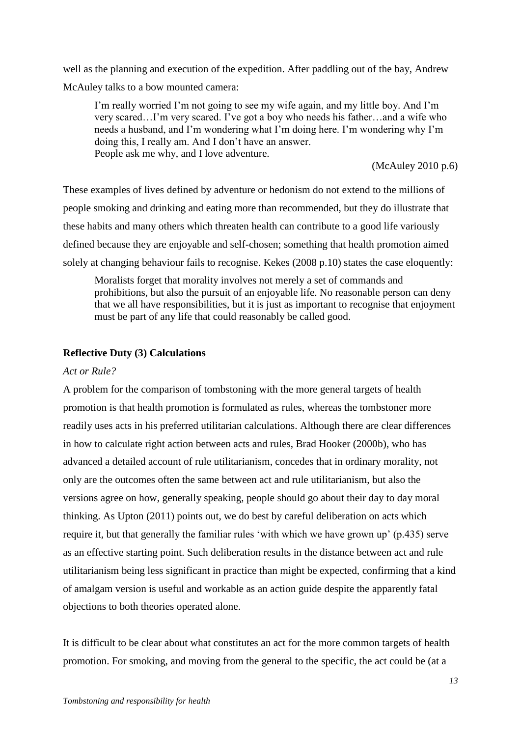well as the planning and execution of the expedition. After paddling out of the bay, Andrew McAuley talks to a bow mounted camera:

> I'm really worried I'm not going to see my wife again, and my little boy. And I'm very scared…I'm very scared. I've got a boy who needs his father…and a wife who needs a husband, and I'm wondering what I'm doing here. I'm wondering why I'm doing this, I really am. And I don't have an answer.
> People ask me why, and I love adventure.
>
> (McAuley 2010 p.6)

These examples of lives defined by adventure or hedonism do not extend to the millions of people smoking and drinking and eating more than recommended, but they do illustrate that these habits and many others which threaten health can contribute to a good life variously defined because they are enjoyable and self-chosen; something that health promotion aimed solely at changing behaviour fails to recognise. Kekes (2008 p.10) states the case eloquently:

> Moralists forget that morality involves not merely a set of commands and prohibitions, but also the pursuit of an enjoyable life. No reasonable person can deny that we all have responsibilities, but it is just as important to recognise that enjoyment must be part of any life that could reasonably be called good.

### Reflective Duty (3) Calculations

*Act or Rule?*

A problem for the comparison of tombstoning with the more general targets of health promotion is that health promotion is formulated as rules, whereas the tombstoner more readily uses acts in his preferred utilitarian calculations. Although there are clear differences in how to calculate right action between acts and rules, Brad Hooker (2000b), who has advanced a detailed account of rule utilitarianism, concedes that in ordinary morality, not only are the outcomes often the same between act and rule utilitarianism, but also the versions agree on how, generally speaking, people should go about their day to day moral thinking. As Upton (2011) points out, we do best by careful deliberation on acts which require it, but that generally the familiar rules 'with which we have grown up' (p.435) serve as an effective starting point. Such deliberation results in the distance between act and rule utilitarianism being less significant in practice than might be expected, confirming that a kind of amalgam version is useful and workable as an action guide despite the apparently fatal objections to both theories operated alone.

It is difficult to be clear about what constitutes an act for the more common targets of health promotion. For smoking, and moving from the general to the specific, the act could be (at a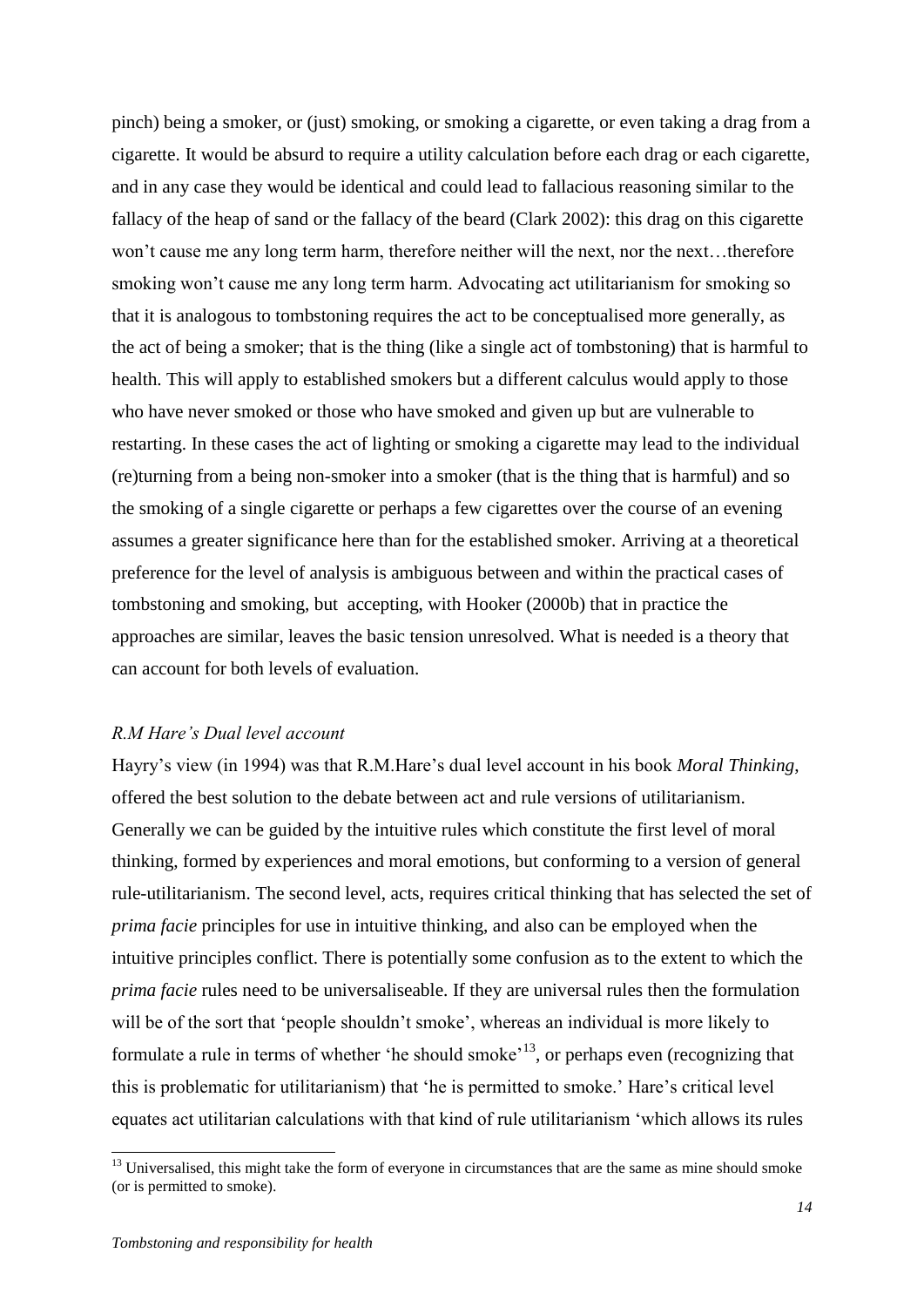pinch) being a smoker, or (just) smoking, or smoking a cigarette, or even taking a drag from a cigarette. It would be absurd to require a utility calculation before each drag or each cigarette, and in any case they would be identical and could lead to fallacious reasoning similar to the fallacy of the heap of sand or the fallacy of the beard (Clark 2002): this drag on this cigarette won't cause me any long term harm, therefore neither will the next, nor the next…therefore smoking won't cause me any long term harm. Advocating act utilitarianism for smoking so that it is analogous to tombstoning requires the act to be conceptualised more generally, as the act of being a smoker; that is the thing (like a single act of tombstoning) that is harmful to health. This will apply to established smokers but a different calculus would apply to those who have never smoked or those who have smoked and given up but are vulnerable to restarting. In these cases the act of lighting or smoking a cigarette may lead to the individual (re)turning from a being non-smoker into a smoker (that is the thing that is harmful) and so the smoking of a single cigarette or perhaps a few cigarettes over the course of an evening assumes a greater significance here than for the established smoker. Arriving at a theoretical preference for the level of analysis is ambiguous between and within the practical cases of tombstoning and smoking, but accepting, with Hooker (2000b) that in practice the approaches are similar, leaves the basic tension unresolved. What is needed is a theory that can account for both levels of evaluation.

### *R.M Hare's Dual level account*

Hayry's view (in 1994) was that R.M.Hare's dual level account in his book *Moral Thinking*, offered the best solution to the debate between act and rule versions of utilitarianism. Generally we can be guided by the intuitive rules which constitute the first level of moral thinking, formed by experiences and moral emotions, but conforming to a version of general rule-utilitarianism. The second level, acts, requires critical thinking that has selected the set of *prima facie* principles for use in intuitive thinking, and also can be employed when the intuitive principles conflict. There is potentially some confusion as to the extent to which the *prima facie* rules need to be universaliseable. If they are universal rules then the formulation will be of the sort that 'people shouldn't smoke', whereas an individual is more likely to formulate a rule in terms of whether 'he should smoke'[13], or perhaps even (recognizing that this is problematic for utilitarianism) that 'he is permitted to smoke.' Hare's critical level equates act utilitarian calculations with that kind of rule utilitarianism 'which allows its rules

[13] Universalised, this might take the form of everyone in circumstances that are the same as mine should smoke (or is permitted to smoke).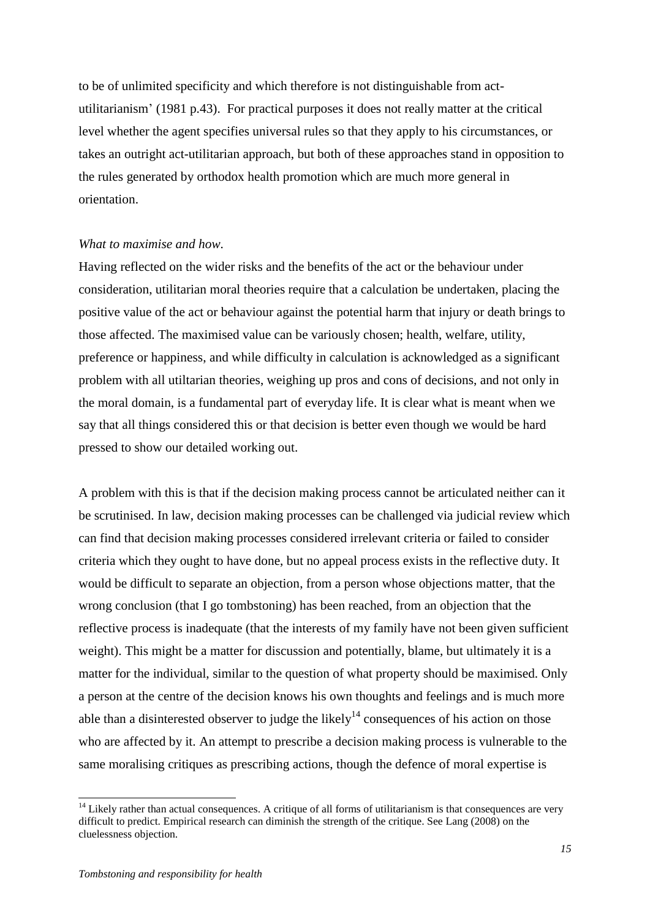to be of unlimited specificity and which therefore is not distinguishable from act-utilitarianism' (1981 p.43). For practical purposes it does not really matter at the critical level whether the agent specifies universal rules so that they apply to his circumstances, or takes an outright act-utilitarian approach, but both of these approaches stand in opposition to the rules generated by orthodox health promotion which are much more general in orientation.

*What to maximise and how.*

Having reflected on the wider risks and the benefits of the act or the behaviour under consideration, utilitarian moral theories require that a calculation be undertaken, placing the positive value of the act or behaviour against the potential harm that injury or death brings to those affected. The maximised value can be variously chosen; health, welfare, utility, preference or happiness, and while difficulty in calculation is acknowledged as a significant problem with all utiltarian theories, weighing up pros and cons of decisions, and not only in the moral domain, is a fundamental part of everyday life. It is clear what is meant when we say that all things considered this or that decision is better even though we would be hard pressed to show our detailed working out.

A problem with this is that if the decision making process cannot be articulated neither can it be scrutinised. In law, decision making processes can be challenged via judicial review which can find that decision making processes considered irrelevant criteria or failed to consider criteria which they ought to have done, but no appeal process exists in the reflective duty. It would be difficult to separate an objection, from a person whose objections matter, that the wrong conclusion (that I go tombstoning) has been reached, from an objection that the reflective process is inadequate (that the interests of my family have not been given sufficient weight). This might be a matter for discussion and potentially, blame, but ultimately it is a matter for the individual, similar to the question of what property should be maximised. Only a person at the centre of the decision knows his own thoughts and feelings and is much more able than a disinterested observer to judge the likely[14] consequences of his action on those who are affected by it. An attempt to prescribe a decision making process is vulnerable to the same moralising critiques as prescribing actions, though the defence of moral expertise is

[14] Likely rather than actual consequences. A critique of all forms of utilitarianism is that consequences are very difficult to predict. Empirical research can diminish the strength of the critique. See Lang (2008) on the cluelessness objection.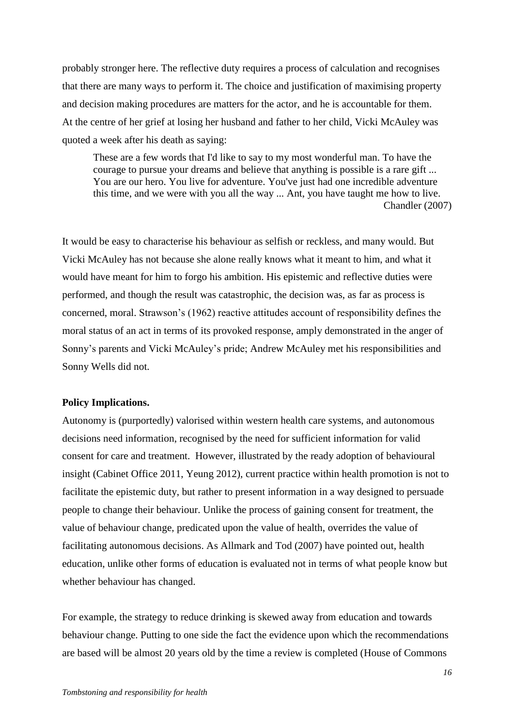probably stronger here. The reflective duty requires a process of calculation and recognises that there are many ways to perform it. The choice and justification of maximising property and decision making procedures are matters for the actor, and he is accountable for them. At the centre of her grief at losing her husband and father to her child, Vicki McAuley was quoted a week after his death as saying:

> These are a few words that I'd like to say to my most wonderful man. To have the courage to pursue your dreams and believe that anything is possible is a rare gift ... You are our hero. You live for adventure. You've just had one incredible adventure this time, and we were with you all the way ... Ant, you have taught me how to live.
> Chandler (2007)

It would be easy to characterise his behaviour as selfish or reckless, and many would. But Vicki McAuley has not because she alone really knows what it meant to him, and what it would have meant for him to forgo his ambition. His epistemic and reflective duties were performed, and though the result was catastrophic, the decision was, as far as process is concerned, moral. Strawson's (1962) reactive attitudes account of responsibility defines the moral status of an act in terms of its provoked response, amply demonstrated in the anger of Sonny's parents and Vicki McAuley's pride; Andrew McAuley met his responsibilities and Sonny Wells did not.

**Policy Implications.**

Autonomy is (purportedly) valorised within western health care systems, and autonomous decisions need information, recognised by the need for sufficient information for valid consent for care and treatment. However, illustrated by the ready adoption of behavioural insight (Cabinet Office 2011, Yeung 2012), current practice within health promotion is not to facilitate the epistemic duty, but rather to present information in a way designed to persuade people to change their behaviour. Unlike the process of gaining consent for treatment, the value of behaviour change, predicated upon the value of health, overrides the value of facilitating autonomous decisions. As Allmark and Tod (2007) have pointed out, health education, unlike other forms of education is evaluated not in terms of what people know but whether behaviour has changed.

For example, the strategy to reduce drinking is skewed away from education and towards behaviour change. Putting to one side the fact the evidence upon which the recommendations are based will be almost 20 years old by the time a review is completed (House of Commons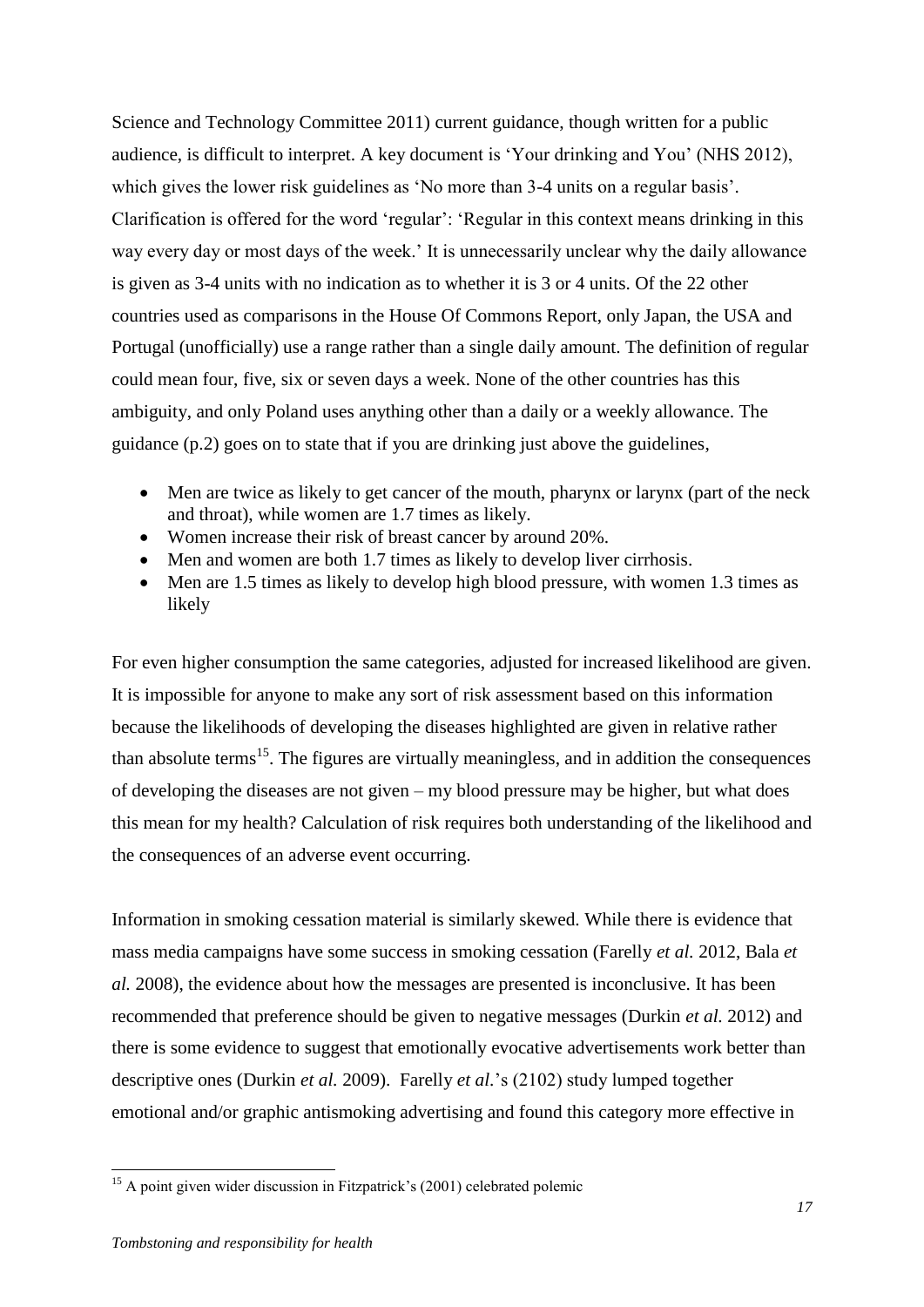Science and Technology Committee 2011) current guidance, though written for a public audience, is difficult to interpret. A key document is 'Your drinking and You' (NHS 2012), which gives the lower risk guidelines as 'No more than 3-4 units on a regular basis'. Clarification is offered for the word 'regular': 'Regular in this context means drinking in this way every day or most days of the week.' It is unnecessarily unclear why the daily allowance is given as 3-4 units with no indication as to whether it is 3 or 4 units. Of the 22 other countries used as comparisons in the House Of Commons Report, only Japan, the USA and Portugal (unofficially) use a range rather than a single daily amount. The definition of regular could mean four, five, six or seven days a week. None of the other countries has this ambiguity, and only Poland uses anything other than a daily or a weekly allowance. The guidance (p.2) goes on to state that if you are drinking just above the guidelines,

- Men are twice as likely to get cancer of the mouth, pharynx or larynx (part of the neck and throat), while women are 1.7 times as likely.
- Women increase their risk of breast cancer by around 20%.
- Men and women are both 1.7 times as likely to develop liver cirrhosis.
- Men are 1.5 times as likely to develop high blood pressure, with women 1.3 times as likely

For even higher consumption the same categories, adjusted for increased likelihood are given. It is impossible for anyone to make any sort of risk assessment based on this information because the likelihoods of developing the diseases highlighted are given in relative rather than absolute terms[15]. The figures are virtually meaningless, and in addition the consequences of developing the diseases are not given – my blood pressure may be higher, but what does this mean for my health? Calculation of risk requires both understanding of the likelihood and the consequences of an adverse event occurring.

Information in smoking cessation material is similarly skewed. While there is evidence that mass media campaigns have some success in smoking cessation (Farelly *et al.* 2012, Bala *et al.* 2008), the evidence about how the messages are presented is inconclusive. It has been recommended that preference should be given to negative messages (Durkin *et al.* 2012) and there is some evidence to suggest that emotionally evocative advertisements work better than descriptive ones (Durkin *et al.* 2009). Farelly *et al.*'s (2102) study lumped together emotional and/or graphic antismoking advertising and found this category more effective in

[15] A point given wider discussion in Fitzpatrick's (2001) celebrated polemic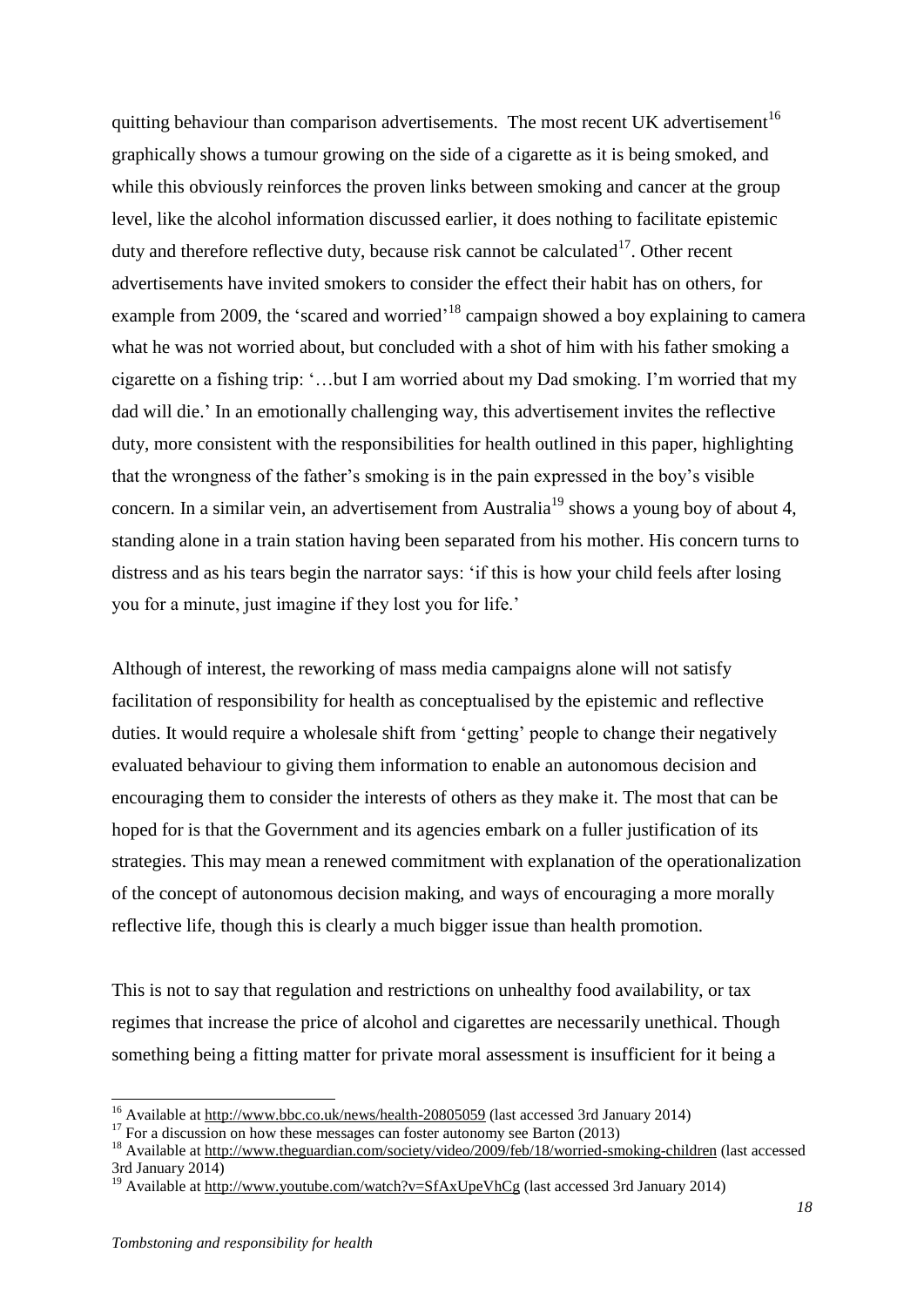quitting behaviour than comparison advertisements. The most recent UK advertisement[16] graphically shows a tumour growing on the side of a cigarette as it is being smoked, and while this obviously reinforces the proven links between smoking and cancer at the group level, like the alcohol information discussed earlier, it does nothing to facilitate epistemic duty and therefore reflective duty, because risk cannot be calculated[17]. Other recent advertisements have invited smokers to consider the effect their habit has on others, for example from 2009, the 'scared and worried'[18] campaign showed a boy explaining to camera what he was not worried about, but concluded with a shot of him with his father smoking a cigarette on a fishing trip: '…but I am worried about my Dad smoking. I'm worried that my dad will die.' In an emotionally challenging way, this advertisement invites the reflective duty, more consistent with the responsibilities for health outlined in this paper, highlighting that the wrongness of the father's smoking is in the pain expressed in the boy's visible concern. In a similar vein, an advertisement from Australia[19] shows a young boy of about 4, standing alone in a train station having been separated from his mother. His concern turns to distress and as his tears begin the narrator says: 'if this is how your child feels after losing you for a minute, just imagine if they lost you for life.'

Although of interest, the reworking of mass media campaigns alone will not satisfy facilitation of responsibility for health as conceptualised by the epistemic and reflective duties. It would require a wholesale shift from 'getting' people to change their negatively evaluated behaviour to giving them information to enable an autonomous decision and encouraging them to consider the interests of others as they make it. The most that can be hoped for is that the Government and its agencies embark on a fuller justification of its strategies. This may mean a renewed commitment with explanation of the operationalization of the concept of autonomous decision making, and ways of encouraging a more morally reflective life, though this is clearly a much bigger issue than health promotion.

This is not to say that regulation and restrictions on unhealthy food availability, or tax regimes that increase the price of alcohol and cigarettes are necessarily unethical. Though something being a fitting matter for private moral assessment is insufficient for it being a

---

[16] Available at http://www.bbc.co.uk/news/health-20805059 (last accessed 3rd January 2014)

[17] For a discussion on how these messages can foster autonomy see Barton (2013)

[18] Available at http://www.theguardian.com/society/video/2009/feb/18/worried-smoking-children (last accessed 3rd January 2014)

[19] Available at http://www.youtube.com/watch?v=SfAxUpeVhCg (last accessed 3rd January 2014)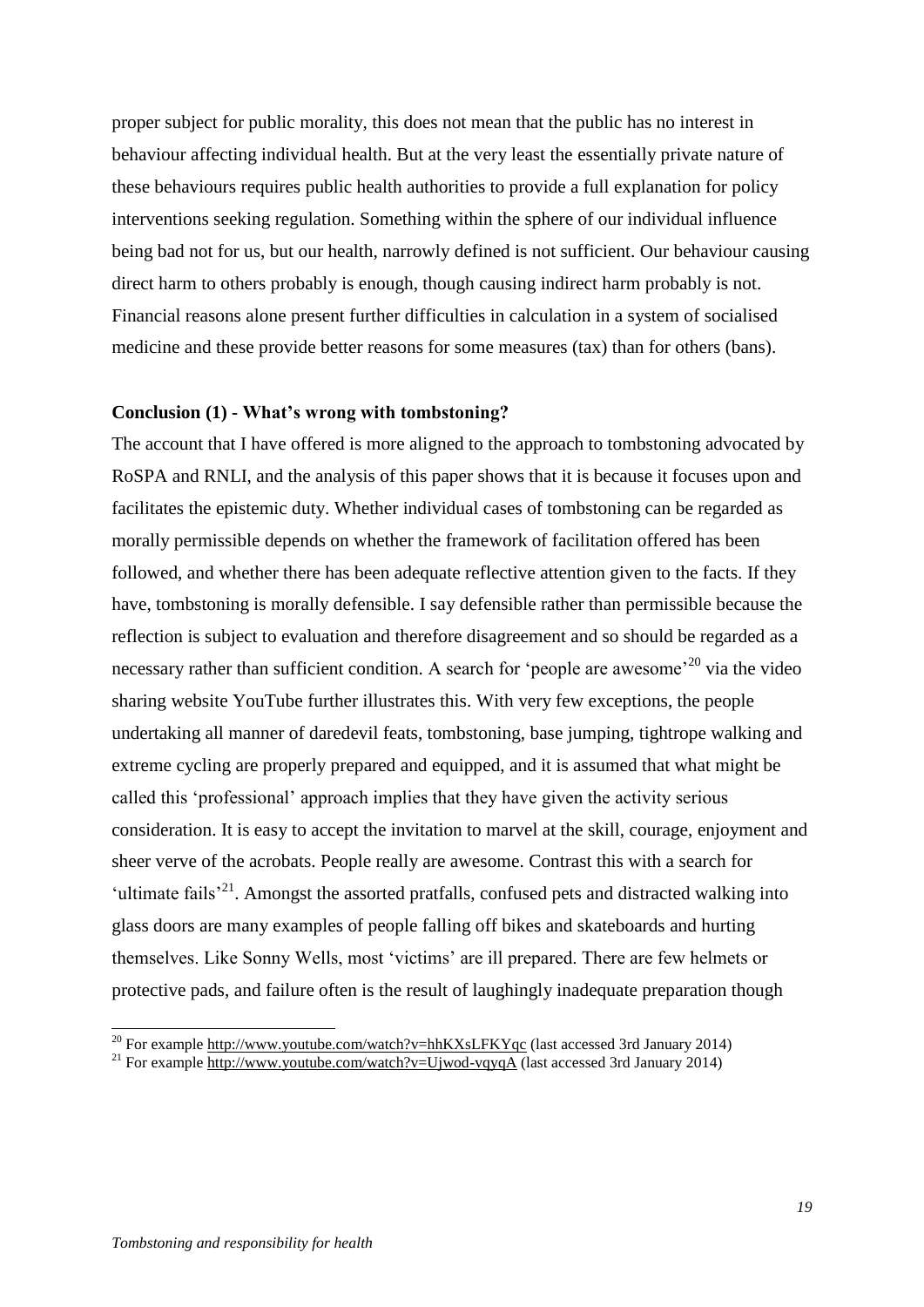proper subject for public morality, this does not mean that the public has no interest in behaviour affecting individual health. But at the very least the essentially private nature of these behaviours requires public health authorities to provide a full explanation for policy interventions seeking regulation. Something within the sphere of our individual influence being bad not for us, but our health, narrowly defined is not sufficient. Our behaviour causing direct harm to others probably is enough, though causing indirect harm probably is not. Financial reasons alone present further difficulties in calculation in a system of socialised medicine and these provide better reasons for some measures (tax) than for others (bans).

**Conclusion (1) - What's wrong with tombstoning?**

The account that I have offered is more aligned to the approach to tombstoning advocated by RoSPA and RNLI, and the analysis of this paper shows that it is because it focuses upon and facilitates the epistemic duty. Whether individual cases of tombstoning can be regarded as morally permissible depends on whether the framework of facilitation offered has been followed, and whether there has been adequate reflective attention given to the facts. If they have, tombstoning is morally defensible. I say defensible rather than permissible because the reflection is subject to evaluation and therefore disagreement and so should be regarded as a necessary rather than sufficient condition. A search for 'people are awesome'[20] via the video sharing website YouTube further illustrates this. With very few exceptions, the people undertaking all manner of daredevil feats, tombstoning, base jumping, tightrope walking and extreme cycling are properly prepared and equipped, and it is assumed that what might be called this 'professional' approach implies that they have given the activity serious consideration. It is easy to accept the invitation to marvel at the skill, courage, enjoyment and sheer verve of the acrobats. People really are awesome. Contrast this with a search for 'ultimate fails'[21]. Amongst the assorted pratfalls, confused pets and distracted walking into glass doors are many examples of people falling off bikes and skateboards and hurting themselves. Like Sonny Wells, most 'victims' are ill prepared. There are few helmets or protective pads, and failure often is the result of laughingly inadequate preparation though

[20] For example http://www.youtube.com/watch?v=hhKXsLFKYqc (last accessed 3rd January 2014)

[21] For example http://www.youtube.com/watch?v=Ujwod-vqyqA (last accessed 3rd January 2014)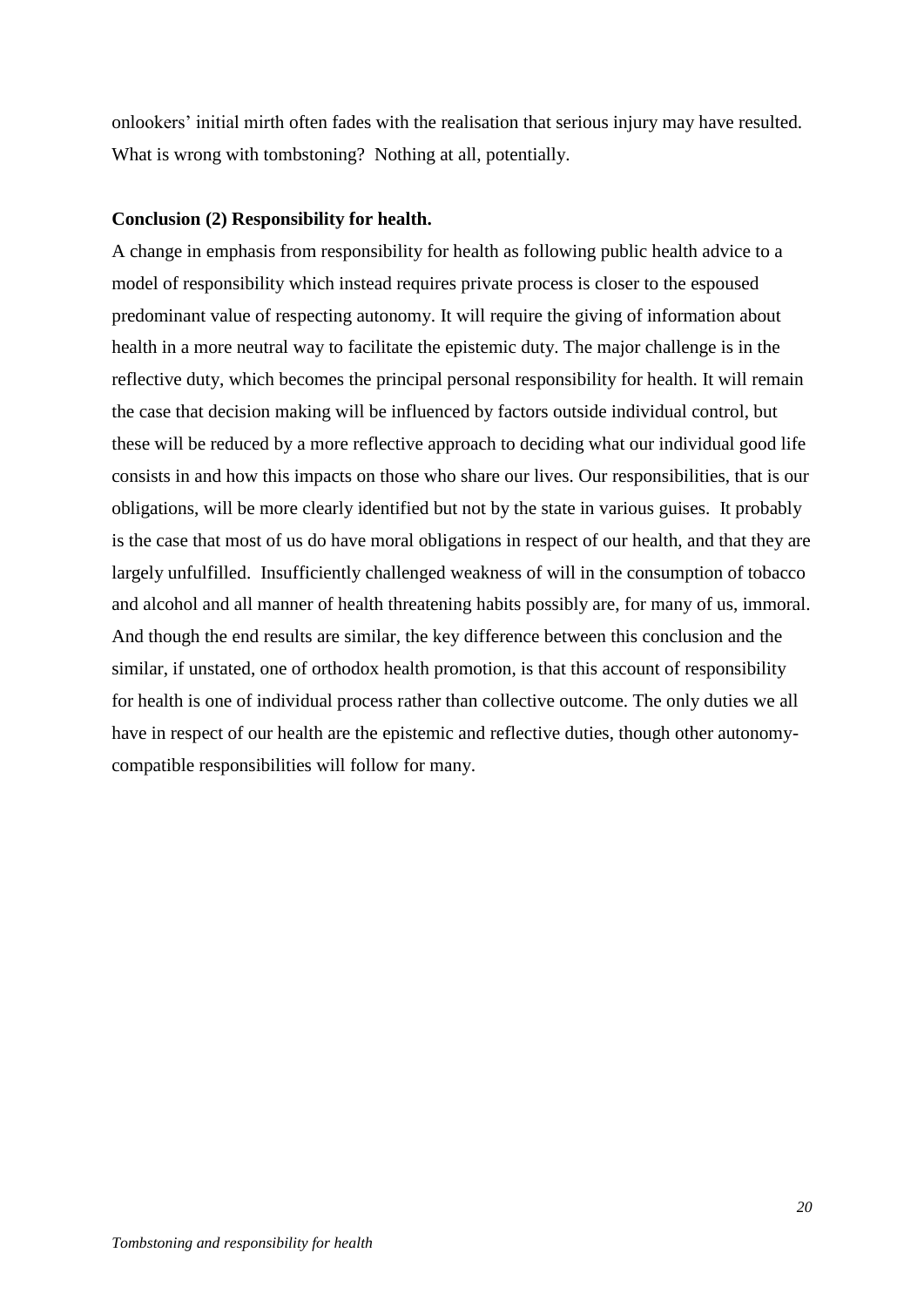onlookers' initial mirth often fades with the realisation that serious injury may have resulted. What is wrong with tombstoning? Nothing at all, potentially.

**Conclusion (2) Responsibility for health.**

A change in emphasis from responsibility for health as following public health advice to a model of responsibility which instead requires private process is closer to the espoused predominant value of respecting autonomy. It will require the giving of information about health in a more neutral way to facilitate the epistemic duty. The major challenge is in the reflective duty, which becomes the principal personal responsibility for health. It will remain the case that decision making will be influenced by factors outside individual control, but these will be reduced by a more reflective approach to deciding what our individual good life consists in and how this impacts on those who share our lives. Our responsibilities, that is our obligations, will be more clearly identified but not by the state in various guises. It probably is the case that most of us do have moral obligations in respect of our health, and that they are largely unfulfilled. Insufficiently challenged weakness of will in the consumption of tobacco and alcohol and all manner of health threatening habits possibly are, for many of us, immoral. And though the end results are similar, the key difference between this conclusion and the similar, if unstated, one of orthodox health promotion, is that this account of responsibility for health is one of individual process rather than collective outcome. The only duties we all have in respect of our health are the epistemic and reflective duties, though other autonomy-compatible responsibilities will follow for many.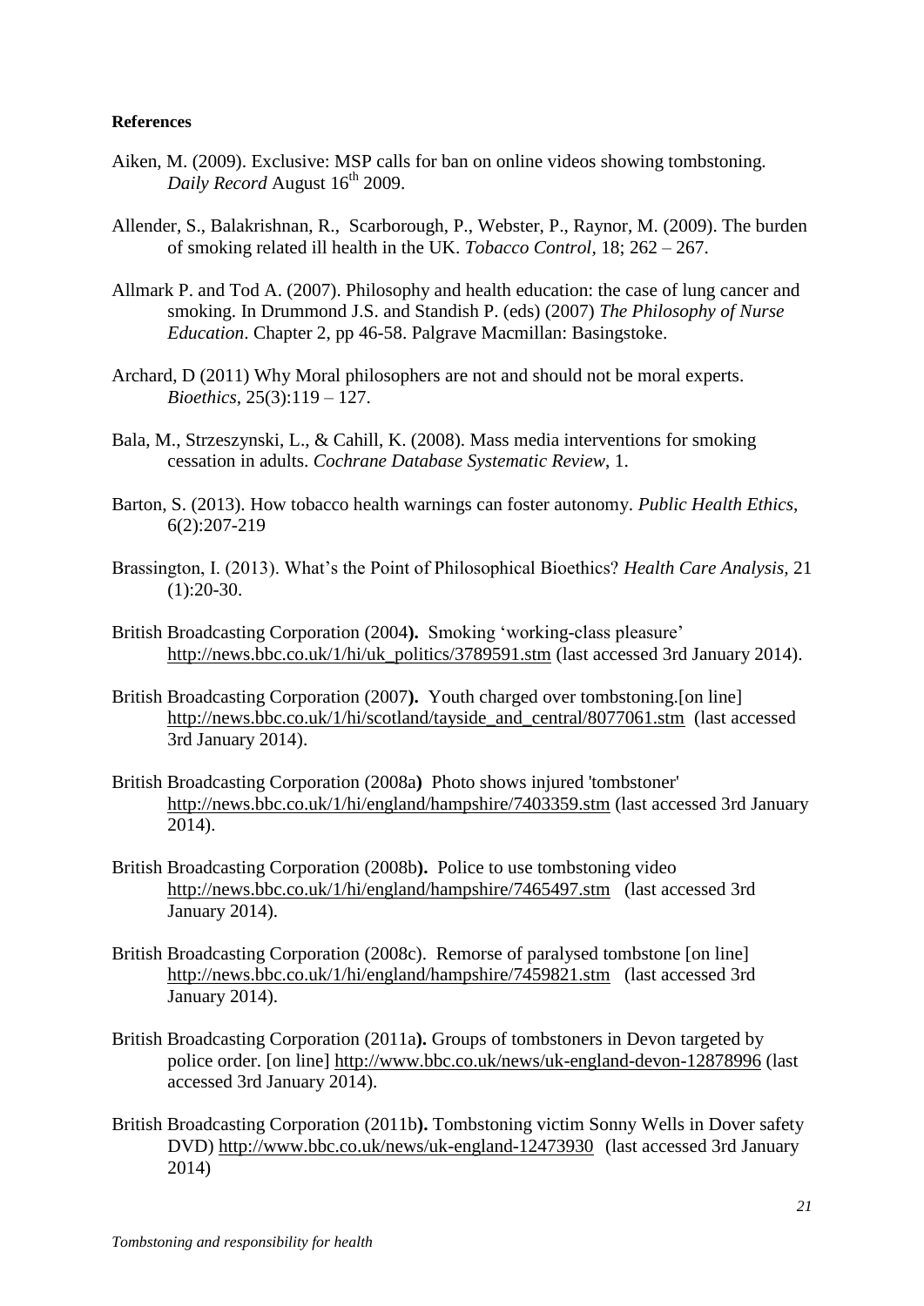**References**

Aiken, M. (2009). Exclusive: MSP calls for ban on online videos showing tombstoning. *Daily Record* August 16th 2009.

Allender, S., Balakrishnan, R., Scarborough, P., Webster, P., Raynor, M. (2009). The burden of smoking related ill health in the UK. *Tobacco Control*, 18; 262 – 267.

Allmark P. and Tod A. (2007). Philosophy and health education: the case of lung cancer and smoking. In Drummond J.S. and Standish P. (eds) (2007) *The Philosophy of Nurse Education*. Chapter 2, pp 46-58. Palgrave Macmillan: Basingstoke.

Archard, D (2011) Why Moral philosophers are not and should not be moral experts. *Bioethics*, 25(3):119 – 127.

Bala, M., Strzeszynski, L., & Cahill, K. (2008). Mass media interventions for smoking cessation in adults. *Cochrane Database Systematic Review*, 1.

Barton, S. (2013). How tobacco health warnings can foster autonomy. *Public Health Ethics*, 6(2):207-219

Brassington, I. (2013). What's the Point of Philosophical Bioethics? *Health Care Analysis,* 21 (1):20-30.

British Broadcasting Corporation (2004**).** Smoking 'working-class pleasure' http://news.bbc.co.uk/1/hi/uk_politics/3789591.stm (last accessed 3rd January 2014).

British Broadcasting Corporation (2007**).** Youth charged over tombstoning.[on line] http://news.bbc.co.uk/1/hi/scotland/tayside_and_central/8077061.stm (last accessed 3rd January 2014).

British Broadcasting Corporation (2008a**)** Photo shows injured 'tombstoner' http://news.bbc.co.uk/1/hi/england/hampshire/7403359.stm (last accessed 3rd January 2014).

British Broadcasting Corporation (2008b**).** Police to use tombstoning video http://news.bbc.co.uk/1/hi/england/hampshire/7465497.stm (last accessed 3rd January 2014).

British Broadcasting Corporation (2008c). Remorse of paralysed tombstone [on line] http://news.bbc.co.uk/1/hi/england/hampshire/7459821.stm (last accessed 3rd January 2014).

British Broadcasting Corporation (2011a**).** Groups of tombstoners in Devon targeted by police order. [on line] http://www.bbc.co.uk/news/uk-england-devon-12878996 (last accessed 3rd January 2014).

British Broadcasting Corporation (2011b**).** Tombstoning victim Sonny Wells in Dover safety DVD) http://www.bbc.co.uk/news/uk-england-12473930 (last accessed 3rd January 2014)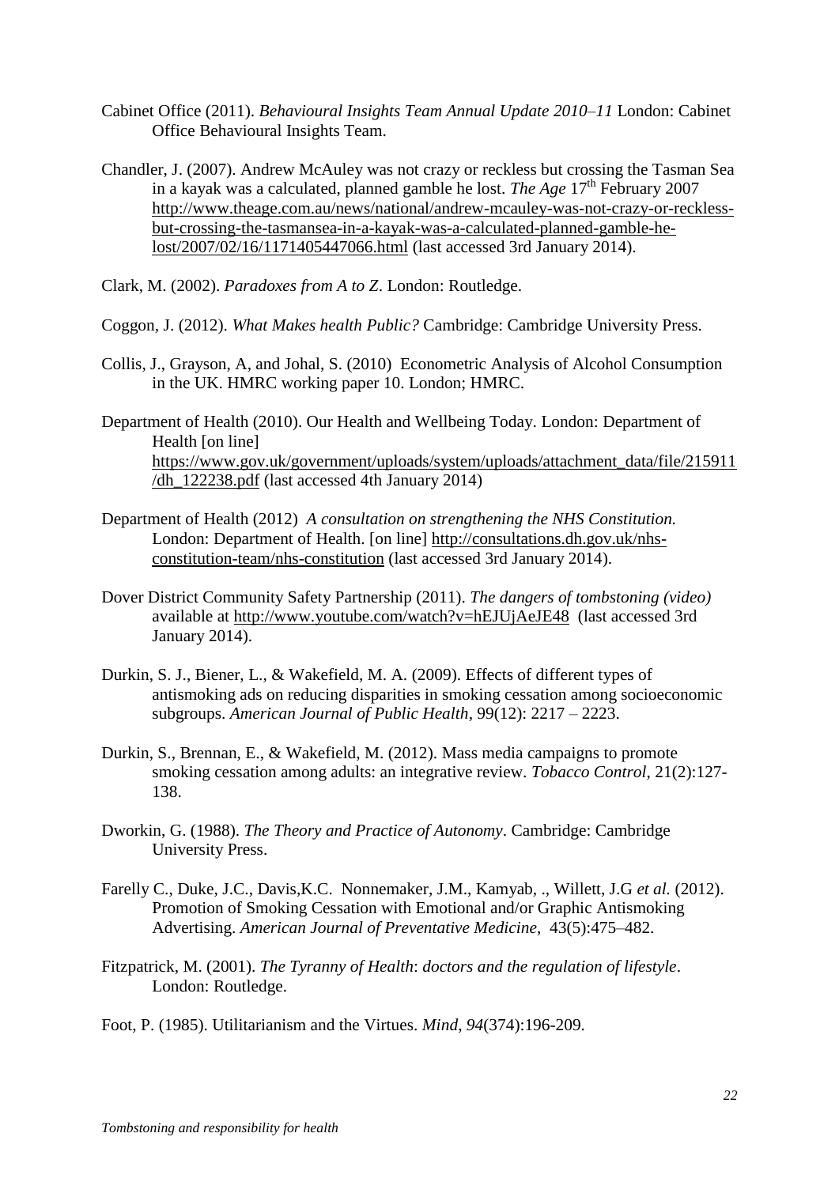Cabinet Office (2011). *Behavioural Insights Team Annual Update 2010–11* London: Cabinet Office Behavioural Insights Team.

Chandler, J. (2007). Andrew McAuley was not crazy or reckless but crossing the Tasman Sea in a kayak was a calculated, planned gamble he lost. *The Age* 17th February 2007 http://www.theage.com.au/news/national/andrew-mcauley-was-not-crazy-or-reckless-but-crossing-the-tasmansea-in-a-kayak-was-a-calculated-planned-gamble-he-lost/2007/02/16/1171405447066.html (last accessed 3rd January 2014).

Clark, M. (2002). *Paradoxes from A to Z*. London: Routledge.

Coggon, J. (2012). *What Makes health Public?* Cambridge: Cambridge University Press.

Collis, J., Grayson, A, and Johal, S. (2010) Econometric Analysis of Alcohol Consumption in the UK. HMRC working paper 10. London; HMRC.

Department of Health (2010). Our Health and Wellbeing Today. London: Department of Health [on line] https://www.gov.uk/government/uploads/system/uploads/attachment_data/file/215911/dh_122238.pdf (last accessed 4th January 2014)

Department of Health (2012) *A consultation on strengthening the NHS Constitution.* London: Department of Health. [on line] http://consultations.dh.gov.uk/nhs-constitution-team/nhs-constitution (last accessed 3rd January 2014).

Dover District Community Safety Partnership (2011). *The dangers of tombstoning (video)* available at http://www.youtube.com/watch?v=hEJUjAeJE48 (last accessed 3rd January 2014).

Durkin, S. J., Biener, L., & Wakefield, M. A. (2009). Effects of different types of antismoking ads on reducing disparities in smoking cessation among socioeconomic subgroups. *American Journal of Public Health*, 99(12): 2217 – 2223.

Durkin, S., Brennan, E., & Wakefield, M. (2012). Mass media campaigns to promote smoking cessation among adults: an integrative review. *Tobacco Control*, 21(2):127-138.

Dworkin, G. (1988). *The Theory and Practice of Autonomy*. Cambridge: Cambridge University Press.

Farelly C., Duke, J.C., Davis,K.C. Nonnemaker, J.M., Kamyab, ., Willett, J.G *et al.* (2012). Promotion of Smoking Cessation with Emotional and/or Graphic Antismoking Advertising. *American Journal of Preventative Medicine*, 43(5):475–482.

Fitzpatrick, M. (2001). *The Tyranny of Health*: *doctors and the regulation of lifestyle*. London: Routledge.

Foot, P. (1985). Utilitarianism and the Virtues. *Mind*, *94*(374):196-209.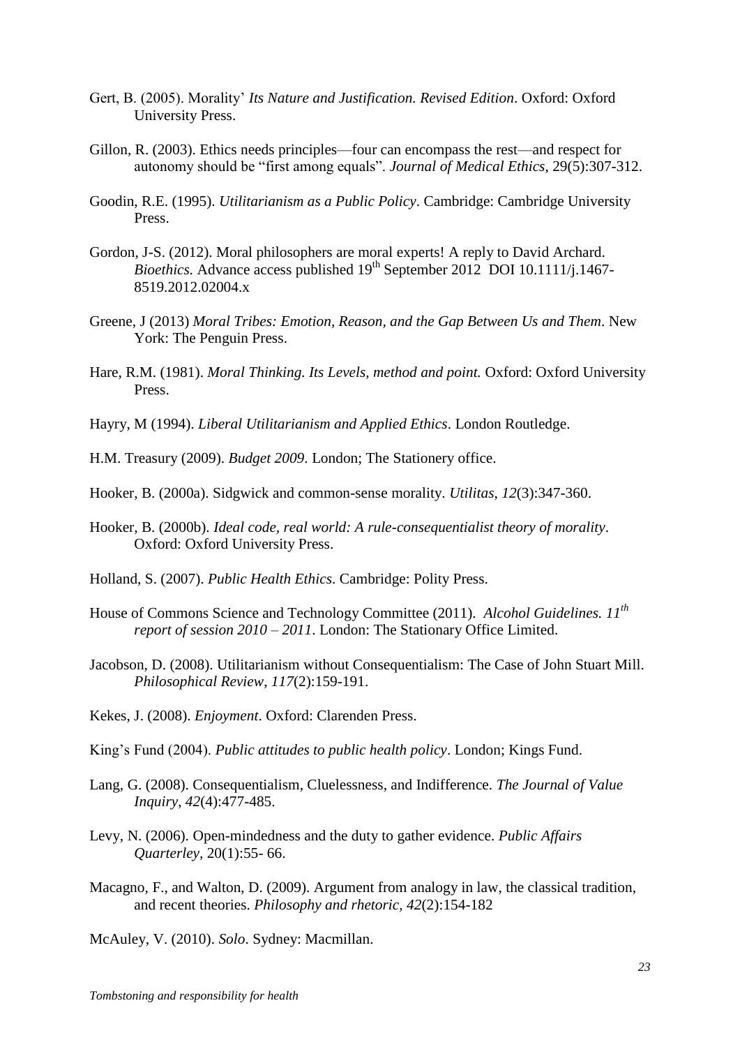Gert, B. (2005). Morality' *Its Nature and Justification. Revised Edition*. Oxford: Oxford University Press.

Gillon, R. (2003). Ethics needs principles—four can encompass the rest—and respect for autonomy should be "first among equals". *Journal of Medical Ethics*, 29(5):307-312.

Goodin, R.E. (1995). *Utilitarianism as a Public Policy*. Cambridge: Cambridge University Press.

Gordon, J-S. (2012). Moral philosophers are moral experts! A reply to David Archard. *Bioethics*. Advance access published 19th September 2012 DOI 10.1111/j.1467-8519.2012.02004.x

Greene, J (2013) *Moral Tribes: Emotion, Reason, and the Gap Between Us and Them*. New York: The Penguin Press.

Hare, R.M. (1981). *Moral Thinking. Its Levels, method and point.* Oxford: Oxford University Press.

Hayry, M (1994). *Liberal Utilitarianism and Applied Ethics*. London Routledge.

H.M. Treasury (2009). *Budget 2009*. London; The Stationery office.

Hooker, B. (2000a). Sidgwick and common-sense morality. *Utilitas*, *12*(3):347-360.

Hooker, B. (2000b). *Ideal code, real world: A rule-consequentialist theory of morality*. Oxford: Oxford University Press.

Holland, S. (2007). *Public Health Ethics*. Cambridge: Polity Press.

House of Commons Science and Technology Committee (2011). *Alcohol Guidelines. 11th report of session 2010 – 2011*. London: The Stationary Office Limited.

Jacobson, D. (2008). Utilitarianism without Consequentialism: The Case of John Stuart Mill. *Philosophical Review*, *117*(2):159-191.

Kekes, J. (2008). *Enjoyment*. Oxford: Clarenden Press.

King's Fund (2004). *Public attitudes to public health policy*. London; Kings Fund.

Lang, G. (2008). Consequentialism, Cluelessness, and Indifference. *The Journal of Value Inquiry*, *42*(4):477-485.

Levy, N. (2006). Open-mindedness and the duty to gather evidence. *Public Affairs Quarterley*, 20(1):55- 66.

Macagno, F., and Walton, D. (2009). Argument from analogy in law, the classical tradition, and recent theories. *Philosophy and rhetoric*, *42*(2):154-182

McAuley, V. (2010). *Solo*. Sydney: Macmillan.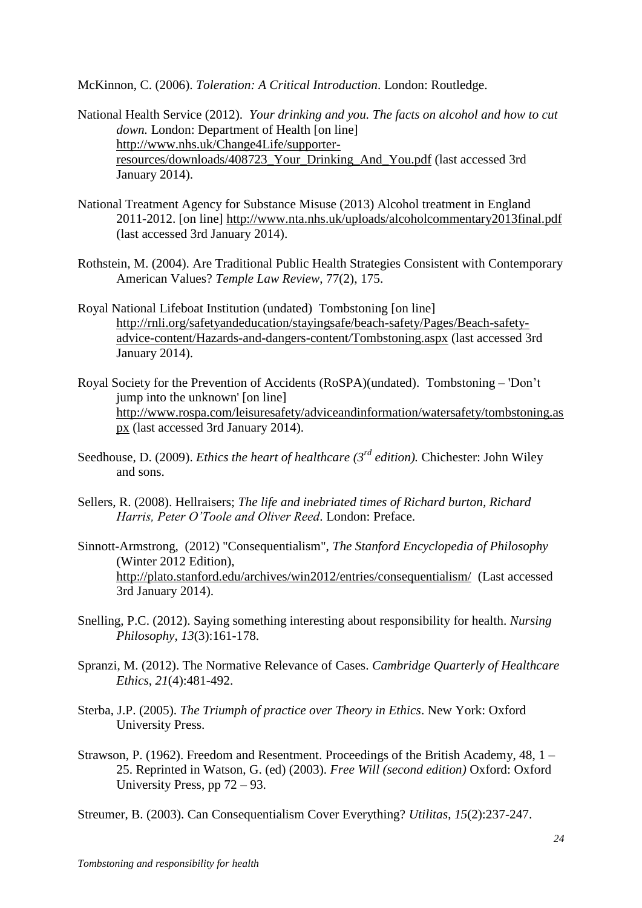McKinnon, C. (2006). *Toleration: A Critical Introduction*. London: Routledge.

National Health Service (2012). *Your drinking and you. The facts on alcohol and how to cut down.* London: Department of Health [on line] http://www.nhs.uk/Change4Life/supporter-resources/downloads/408723_Your_Drinking_And_You.pdf (last accessed 3rd January 2014).

National Treatment Agency for Substance Misuse (2013) Alcohol treatment in England 2011-2012. [on line] http://www.nta.nhs.uk/uploads/alcoholcommentary2013final.pdf (last accessed 3rd January 2014).

Rothstein, M. (2004). Are Traditional Public Health Strategies Consistent with Contemporary American Values? *Temple Law Review*, 77(2), 175.

Royal National Lifeboat Institution (undated) Tombstoning [on line] http://rnli.org/safetyandeducation/stayingsafe/beach-safety/Pages/Beach-safety-advice-content/Hazards-and-dangers-content/Tombstoning.aspx (last accessed 3rd January 2014).

Royal Society for the Prevention of Accidents (RoSPA)(undated). Tombstoning – 'Don't jump into the unknown' [on line] http://www.rospa.com/leisuresafety/adviceandinformation/watersafety/tombstoning.aspx (last accessed 3rd January 2014).

Seedhouse, D. (2009). *Ethics the heart of healthcare (3rd edition).* Chichester: John Wiley and sons.

Sellers, R. (2008). Hellraisers; *The life and inebriated times of Richard burton, Richard Harris, Peter O'Toole and Oliver Reed*. London: Preface.

Sinnott-Armstrong, (2012) "Consequentialism", *The Stanford Encyclopedia of Philosophy* (Winter 2012 Edition), http://plato.stanford.edu/archives/win2012/entries/consequentialism/ (Last accessed 3rd January 2014).

Snelling, P.C. (2012). Saying something interesting about responsibility for health. *Nursing Philosophy*, *13*(3):161-178.

Spranzi, M. (2012). The Normative Relevance of Cases. *Cambridge Quarterly of Healthcare Ethics*, *21*(4):481-492.

Sterba, J.P. (2005). *The Triumph of practice over Theory in Ethics*. New York: Oxford University Press.

Strawson, P. (1962). Freedom and Resentment. Proceedings of the British Academy, 48, 1 – 25. Reprinted in Watson, G. (ed) (2003). *Free Will (second edition)* Oxford: Oxford University Press, pp 72 – 93.

Streumer, B. (2003). Can Consequentialism Cover Everything? *Utilitas*, *15*(2):237-247.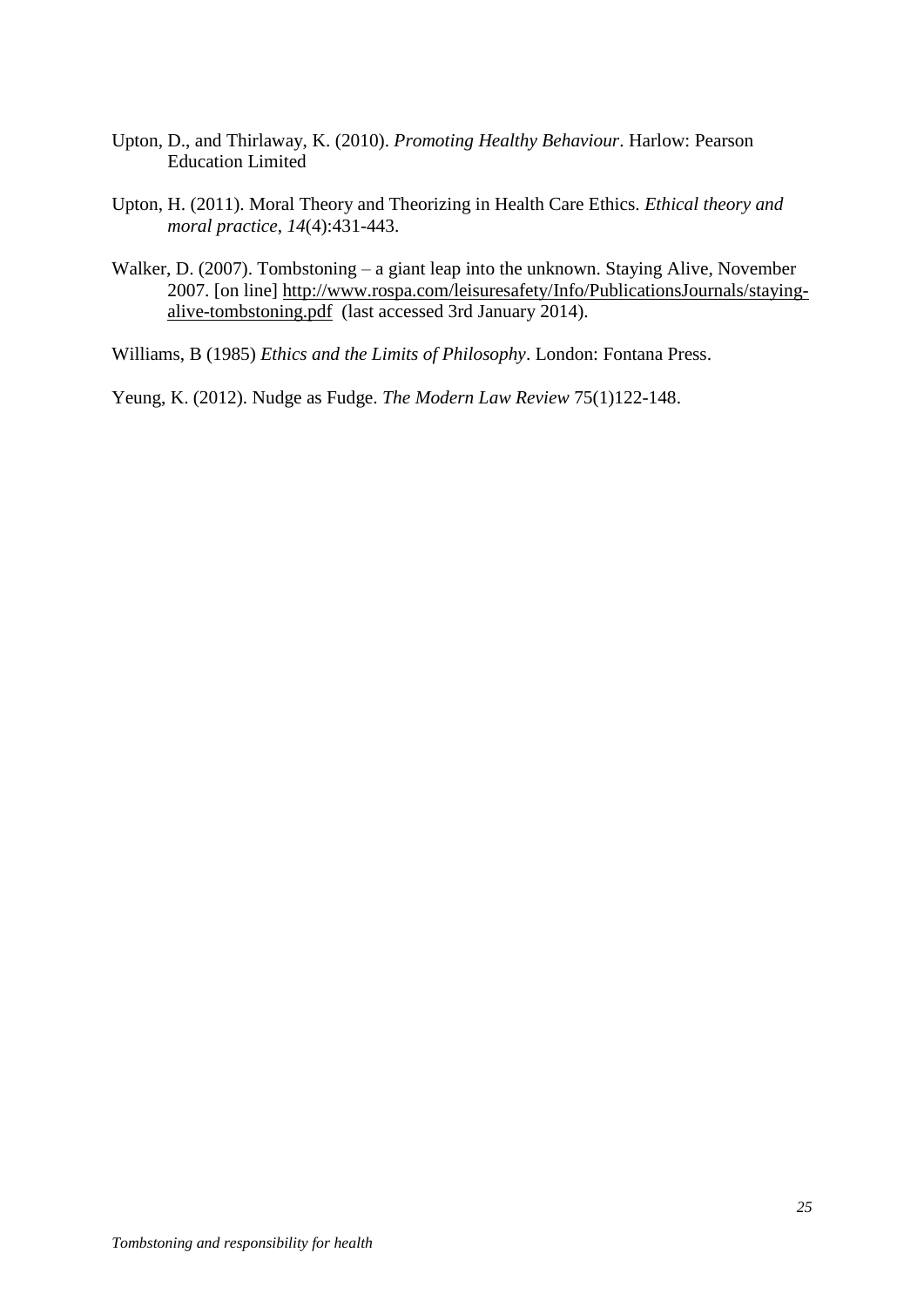Upton, D., and Thirlaway, K. (2010). *Promoting Healthy Behaviour*. Harlow: Pearson Education Limited

Upton, H. (2011). Moral Theory and Theorizing in Health Care Ethics. *Ethical theory and moral practice*, *14*(4):431-443.

Walker, D. (2007). Tombstoning – a giant leap into the unknown. Staying Alive, November 2007. [on line] http://www.rospa.com/leisuresafety/Info/PublicationsJournals/staying-alive-tombstoning.pdf (last accessed 3rd January 2014).

Williams, B (1985) *Ethics and the Limits of Philosophy*. London: Fontana Press.

Yeung, K. (2012). Nudge as Fudge. *The Modern Law Review* 75(1)122-148.